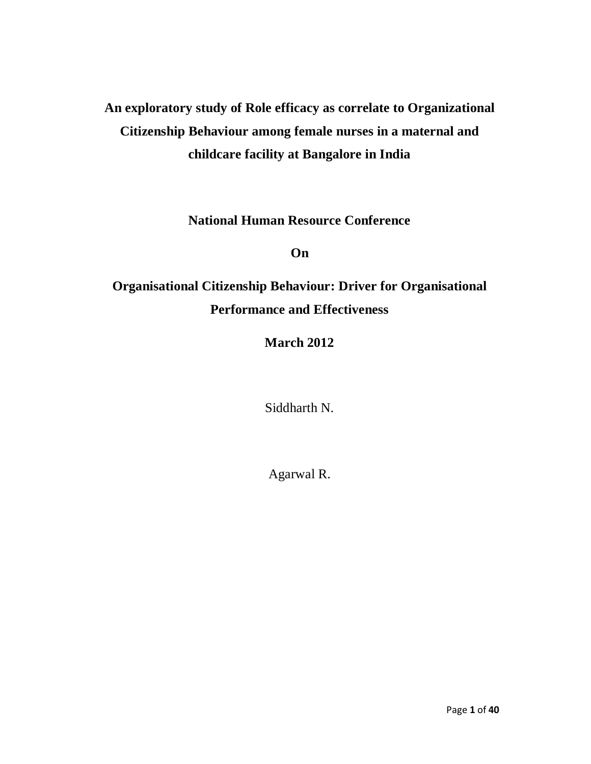# An exploratory study of Role efficacy as correlate to Organizational Citizenship Behaviour among female nurses in a maternal and childcare facility at Bangalore in India

**National Human Resource Conference**

**On**

**Organisational Citizenship Behaviour: Driver for Organisational Performance and Effectiveness**

**March 2012**

Siddharth N.

Agarwal R.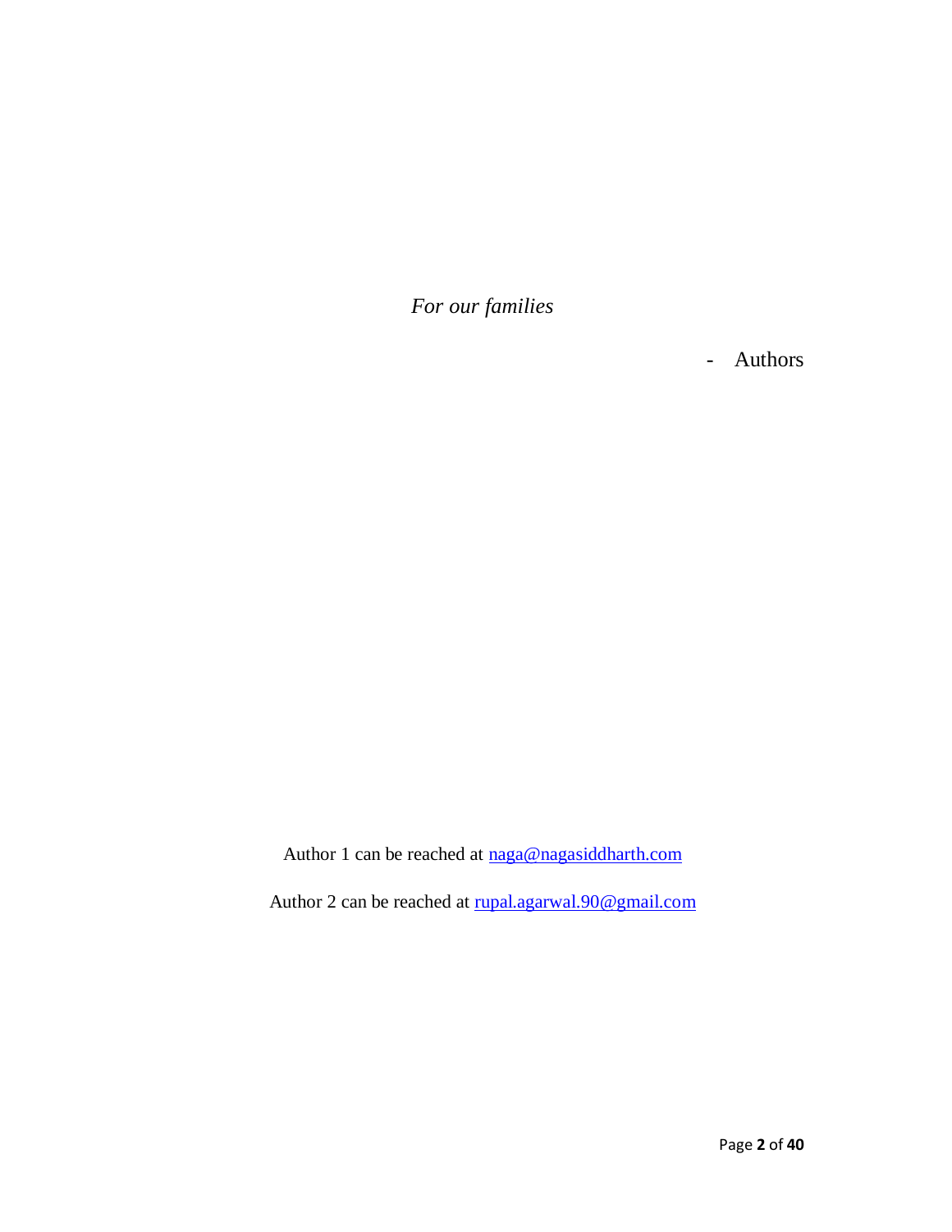*For our families*

- Authors

Author 1 can be reached at naga@nagasiddharth.com

Author 2 can be reached at rupal.agarwal.90@gmail.com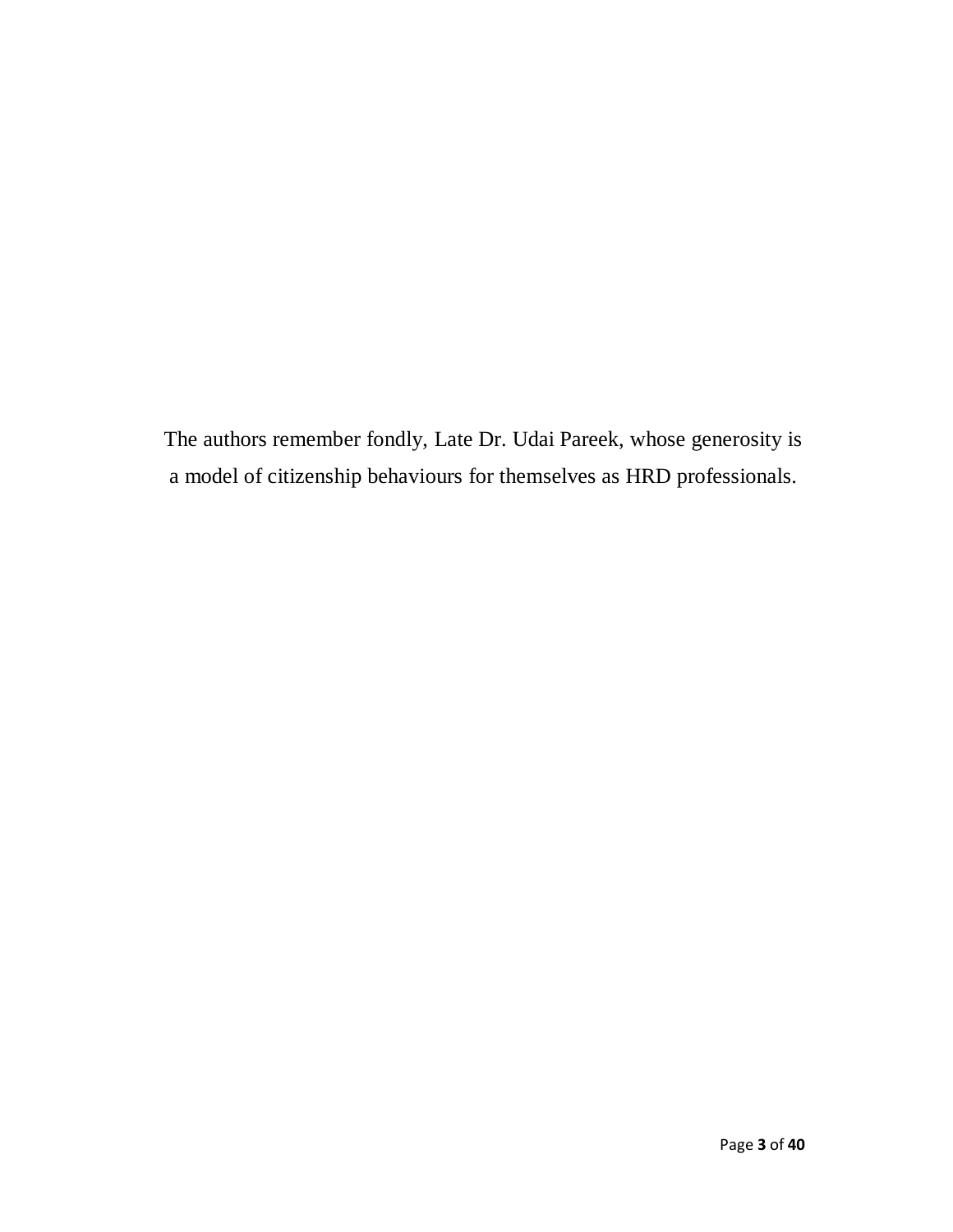The authors remember fondly, Late Dr. Udai Pareek, whose generosity is a model of citizenship behaviours for themselves as HRD professionals.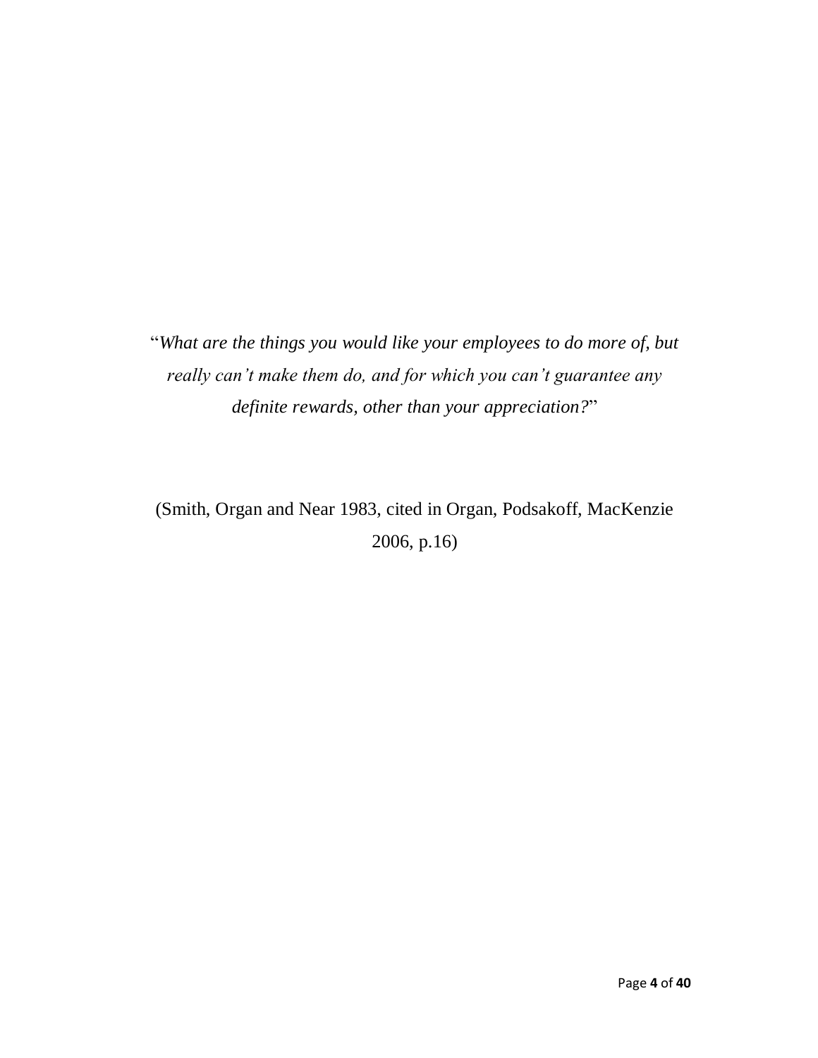"*What are the things you would like your employees to do more of, but really can't make them do, and for which you can't guarantee any definite rewards, other than your appreciation?*"

(Smith, Organ and Near 1983, cited in Organ, Podsakoff, MacKenzie 2006, p.16)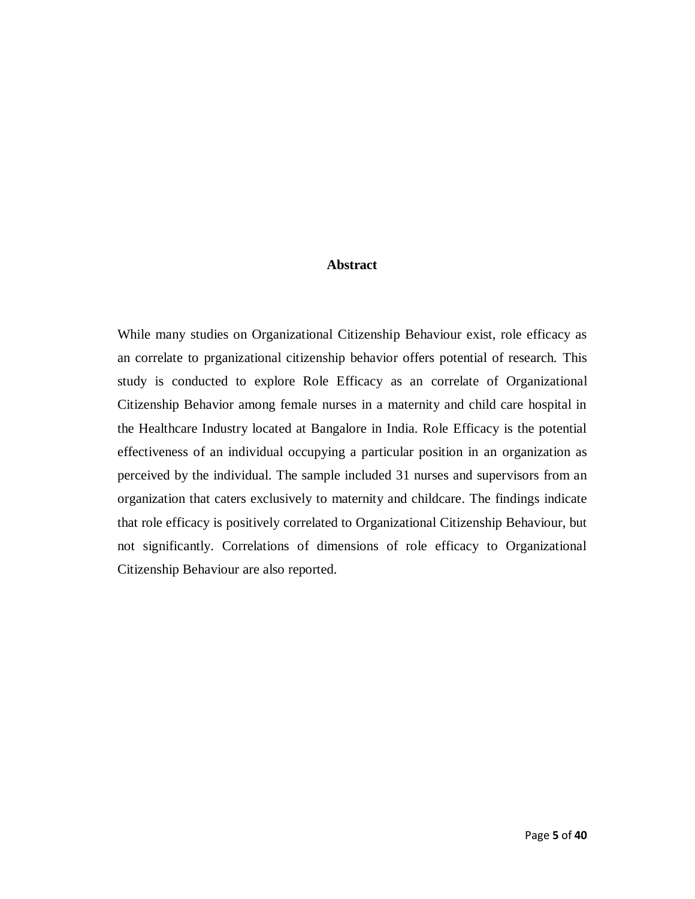## Abstract

While many studies on Organizational Citizenship Behaviour exist, role efficacy as an correlate to prganizational citizenship behavior offers potential of research. This study is conducted to explore Role Efficacy as an correlate of Organizational Citizenship Behavior among female nurses in a maternity and child care hospital in the Healthcare Industry located at Bangalore in India. Role Efficacy is the potential effectiveness of an individual occupying a particular position in an organization as perceived by the individual. The sample included 31 nurses and supervisors from an organization that caters exclusively to maternity and childcare. The findings indicate that role efficacy is positively correlated to Organizational Citizenship Behaviour, but not significantly. Correlations of dimensions of role efficacy to Organizational Citizenship Behaviour are also reported.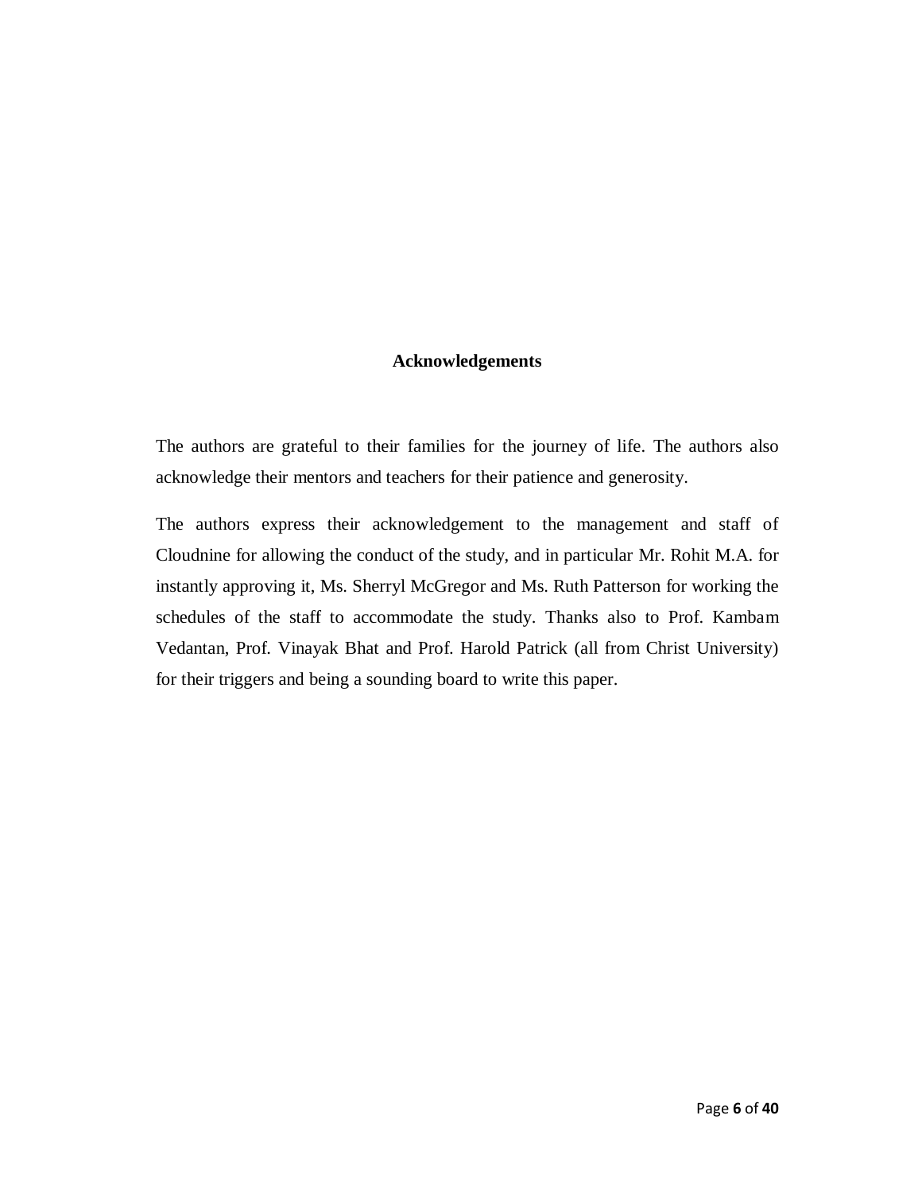## Acknowledgements

The authors are grateful to their families for the journey of life. The authors also acknowledge their mentors and teachers for their patience and generosity.

The authors express their acknowledgement to the management and staff of Cloudnine for allowing the conduct of the study, and in particular Mr. Rohit M.A. for instantly approving it, Ms. Sherryl McGregor and Ms. Ruth Patterson for working the schedules of the staff to accommodate the study. Thanks also to Prof. Kambam Vedantan, Prof. Vinayak Bhat and Prof. Harold Patrick (all from Christ University) for their triggers and being a sounding board to write this paper.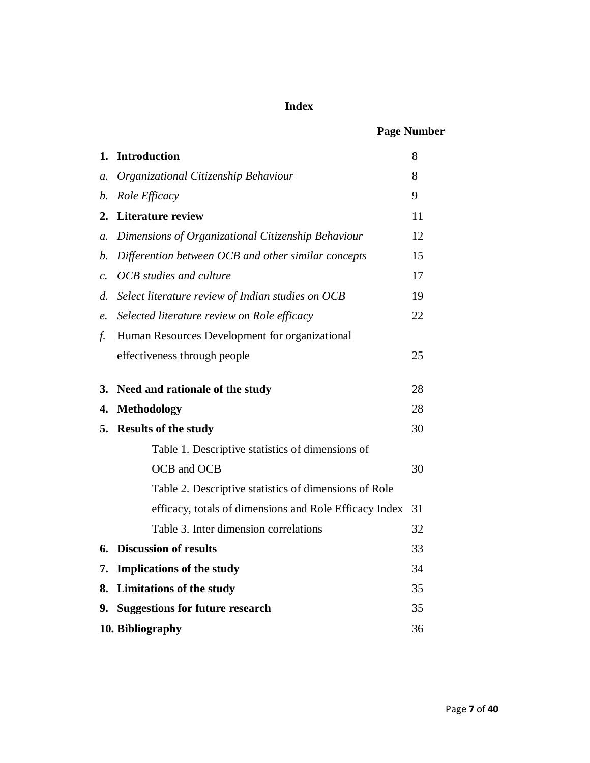# Index

| | | Page Number |
|---|---|---|
| **1.** | **Introduction** | 8 |
| *a.* | *Organizational Citizenship Behaviour* | 8 |
| *b.* | *Role Efficacy* | 9 |
| **2.** | **Literature review** | 11 |
| *a.* | *Dimensions of Organizational Citizenship Behaviour* | 12 |
| *b.* | *Differention between OCB and other similar concepts* | 15 |
| *c.* | *OCB studies and culture* | 17 |
| *d.* | *Select literature review of Indian studies on OCB* | 19 |
| *e.* | *Selected literature review on Role efficacy* | 22 |
| *f.* | Human Resources Development for organizational effectiveness through people | 25 |
| **3.** | **Need and rationale of the study** | 28 |
| **4.** | **Methodology** | 28 |
| **5.** | **Results of the study** | 30 |
| | Table 1. Descriptive statistics of dimensions of OCB and OCB | 30 |
| | Table 2. Descriptive statistics of dimensions of Role efficacy, totals of dimensions and Role Efficacy Index | 31 |
| | Table 3. Inter dimension correlations | 32 |
| **6.** | **Discussion of results** | 33 |
| **7.** | **Implications of the study** | 34 |
| **8.** | **Limitations of the study** | 35 |
| **9.** | **Suggestions for future research** | 35 |
| **10.** | **Bibliography** | 36 |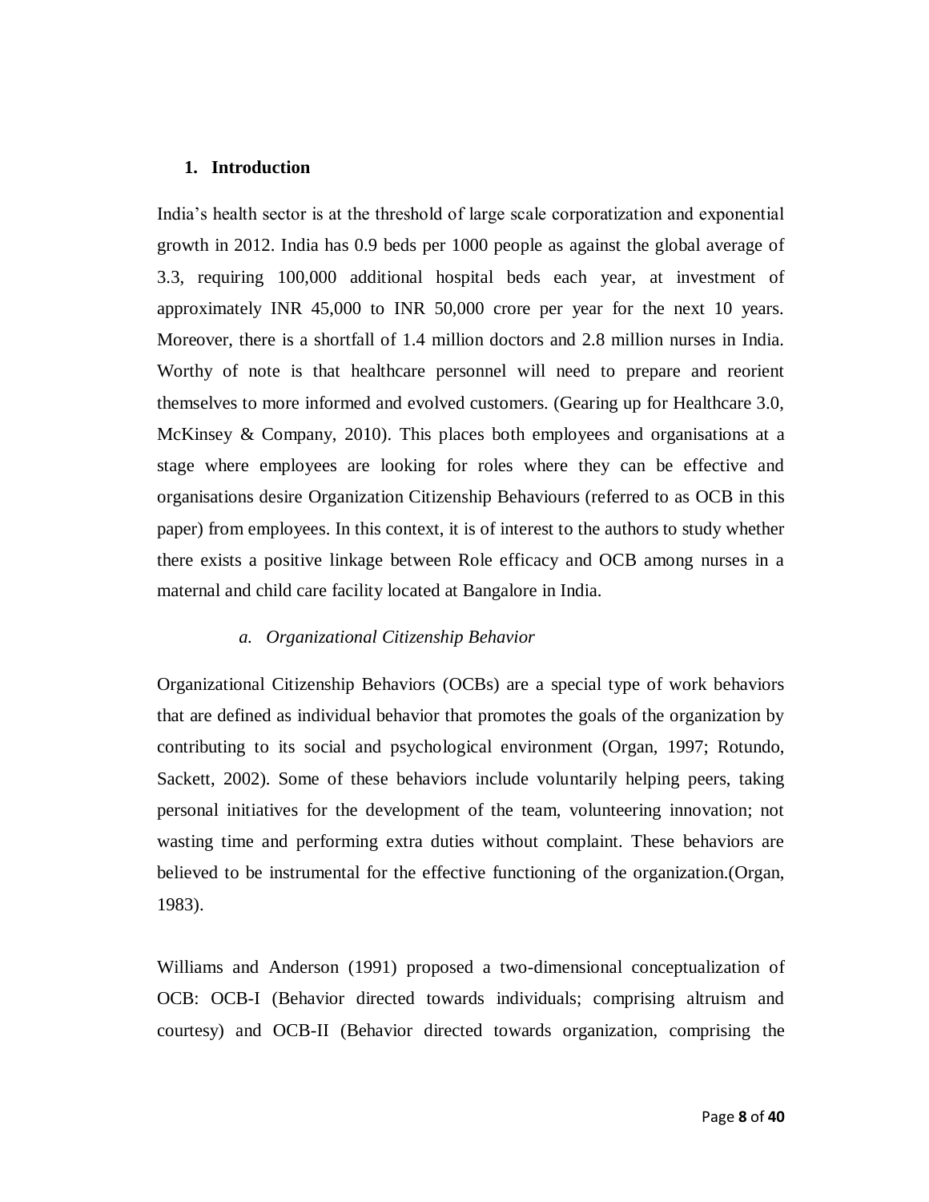## 1. Introduction

India's health sector is at the threshold of large scale corporatization and exponential growth in 2012. India has 0.9 beds per 1000 people as against the global average of 3.3, requiring 100,000 additional hospital beds each year, at investment of approximately INR 45,000 to INR 50,000 crore per year for the next 10 years. Moreover, there is a shortfall of 1.4 million doctors and 2.8 million nurses in India. Worthy of note is that healthcare personnel will need to prepare and reorient themselves to more informed and evolved customers. (Gearing up for Healthcare 3.0, McKinsey & Company, 2010). This places both employees and organisations at a stage where employees are looking for roles where they can be effective and organisations desire Organization Citizenship Behaviours (referred to as OCB in this paper) from employees. In this context, it is of interest to the authors to study whether there exists a positive linkage between Role efficacy and OCB among nurses in a maternal and child care facility located at Bangalore in India.

### *a. Organizational Citizenship Behavior*

Organizational Citizenship Behaviors (OCBs) are a special type of work behaviors that are defined as individual behavior that promotes the goals of the organization by contributing to its social and psychological environment (Organ, 1997; Rotundo, Sackett, 2002). Some of these behaviors include voluntarily helping peers, taking personal initiatives for the development of the team, volunteering innovation; not wasting time and performing extra duties without complaint. These behaviors are believed to be instrumental for the effective functioning of the organization.(Organ, 1983).

Williams and Anderson (1991) proposed a two-dimensional conceptualization of OCB: OCB-I (Behavior directed towards individuals; comprising altruism and courtesy) and OCB-II (Behavior directed towards organization, comprising the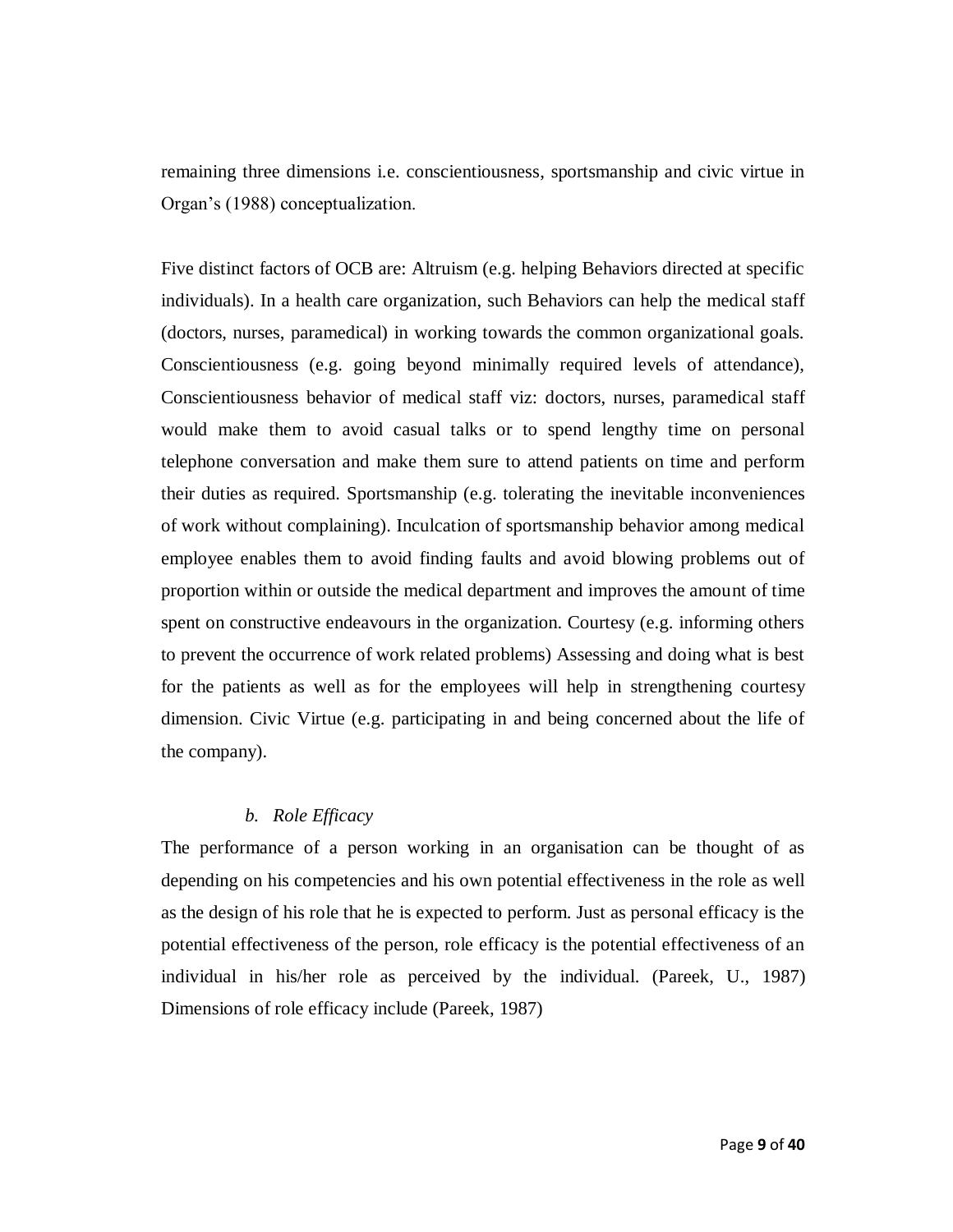remaining three dimensions i.e. conscientiousness, sportsmanship and civic virtue in Organ's (1988) conceptualization.

Five distinct factors of OCB are: Altruism (e.g. helping Behaviors directed at specific individuals). In a health care organization, such Behaviors can help the medical staff (doctors, nurses, paramedical) in working towards the common organizational goals. Conscientiousness (e.g. going beyond minimally required levels of attendance), Conscientiousness behavior of medical staff viz: doctors, nurses, paramedical staff would make them to avoid casual talks or to spend lengthy time on personal telephone conversation and make them sure to attend patients on time and perform their duties as required. Sportsmanship (e.g. tolerating the inevitable inconveniences of work without complaining). Inculcation of sportsmanship behavior among medical employee enables them to avoid finding faults and avoid blowing problems out of proportion within or outside the medical department and improves the amount of time spent on constructive endeavours in the organization. Courtesy (e.g. informing others to prevent the occurrence of work related problems) Assessing and doing what is best for the patients as well as for the employees will help in strengthening courtesy dimension. Civic Virtue (e.g. participating in and being concerned about the life of the company).

### *b. Role Efficacy*

The performance of a person working in an organisation can be thought of as depending on his competencies and his own potential effectiveness in the role as well as the design of his role that he is expected to perform. Just as personal efficacy is the potential effectiveness of the person, role efficacy is the potential effectiveness of an individual in his/her role as perceived by the individual. (Pareek, U., 1987) Dimensions of role efficacy include (Pareek, 1987)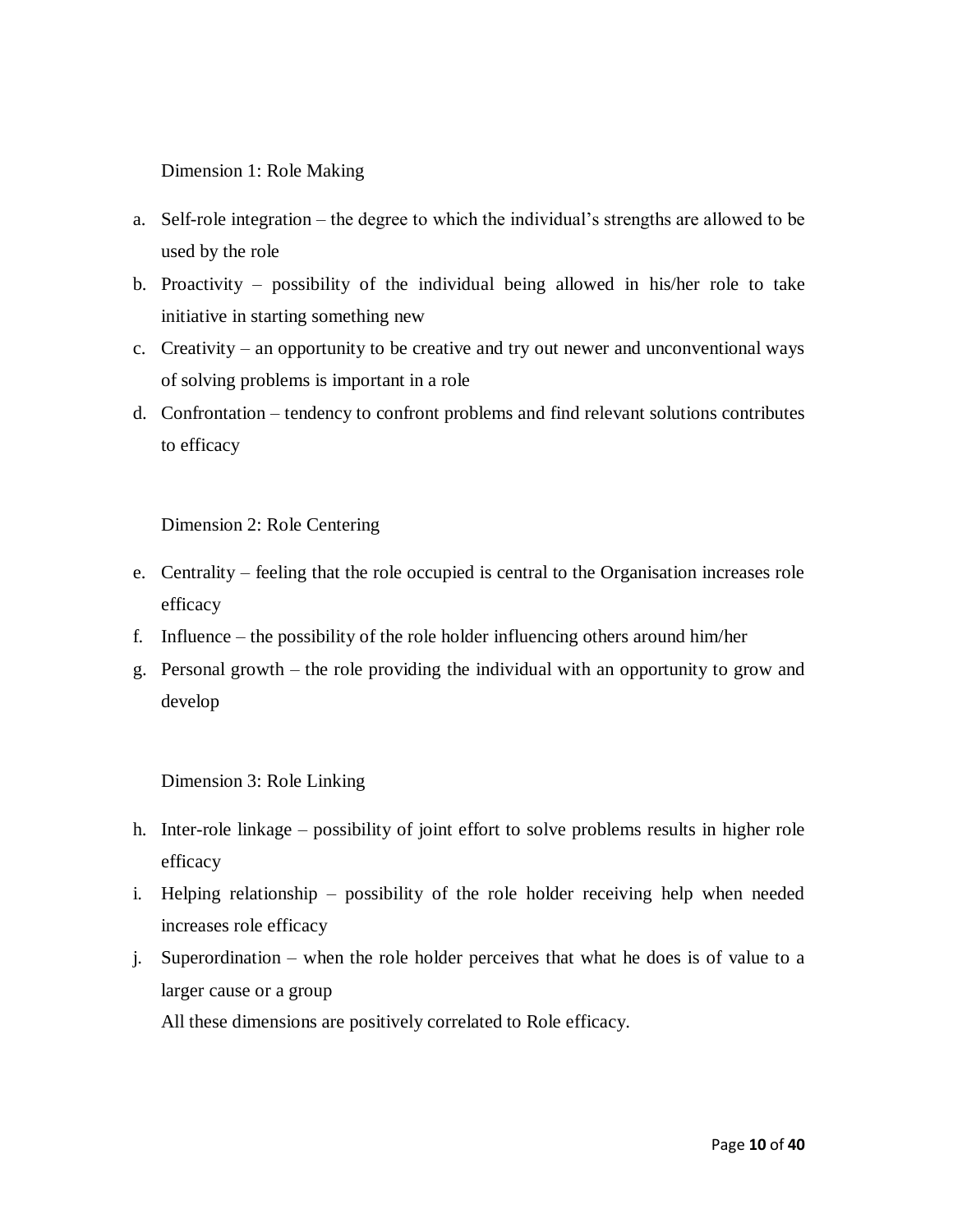Dimension 1: Role Making

a. Self-role integration – the degree to which the individual's strengths are allowed to be used by the role
b. Proactivity – possibility of the individual being allowed in his/her role to take initiative in starting something new
c. Creativity – an opportunity to be creative and try out newer and unconventional ways of solving problems is important in a role
d. Confrontation – tendency to confront problems and find relevant solutions contributes to efficacy

Dimension 2: Role Centering

e. Centrality – feeling that the role occupied is central to the Organisation increases role efficacy
f. Influence – the possibility of the role holder influencing others around him/her
g. Personal growth – the role providing the individual with an opportunity to grow and develop

Dimension 3: Role Linking

h. Inter-role linkage – possibility of joint effort to solve problems results in higher role efficacy
i. Helping relationship – possibility of the role holder receiving help when needed increases role efficacy
j. Superordination – when the role holder perceives that what he does is of value to a larger cause or a group

All these dimensions are positively correlated to Role efficacy.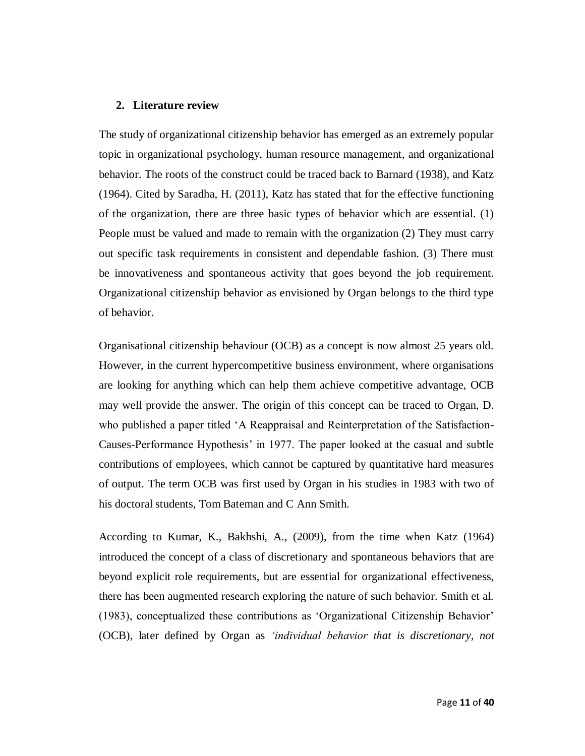## 2. Literature review

The study of organizational citizenship behavior has emerged as an extremely popular topic in organizational psychology, human resource management, and organizational behavior. The roots of the construct could be traced back to Barnard (1938), and Katz (1964). Cited by Saradha, H. (2011), Katz has stated that for the effective functioning of the organization, there are three basic types of behavior which are essential. (1) People must be valued and made to remain with the organization (2) They must carry out specific task requirements in consistent and dependable fashion. (3) There must be innovativeness and spontaneous activity that goes beyond the job requirement. Organizational citizenship behavior as envisioned by Organ belongs to the third type of behavior.

Organisational citizenship behaviour (OCB) as a concept is now almost 25 years old. However, in the current hypercompetitive business environment, where organisations are looking for anything which can help them achieve competitive advantage, OCB may well provide the answer. The origin of this concept can be traced to Organ, D. who published a paper titled 'A Reappraisal and Reinterpretation of the Satisfaction-Causes-Performance Hypothesis' in 1977. The paper looked at the casual and subtle contributions of employees, which cannot be captured by quantitative hard measures of output. The term OCB was first used by Organ in his studies in 1983 with two of his doctoral students, Tom Bateman and C Ann Smith.

According to Kumar, K., Bakhshi, A., (2009), from the time when Katz (1964) introduced the concept of a class of discretionary and spontaneous behaviors that are beyond explicit role requirements, but are essential for organizational effectiveness, there has been augmented research exploring the nature of such behavior. Smith et al. (1983), conceptualized these contributions as 'Organizational Citizenship Behavior' (OCB), later defined by Organ as *'individual behavior that is discretionary, not*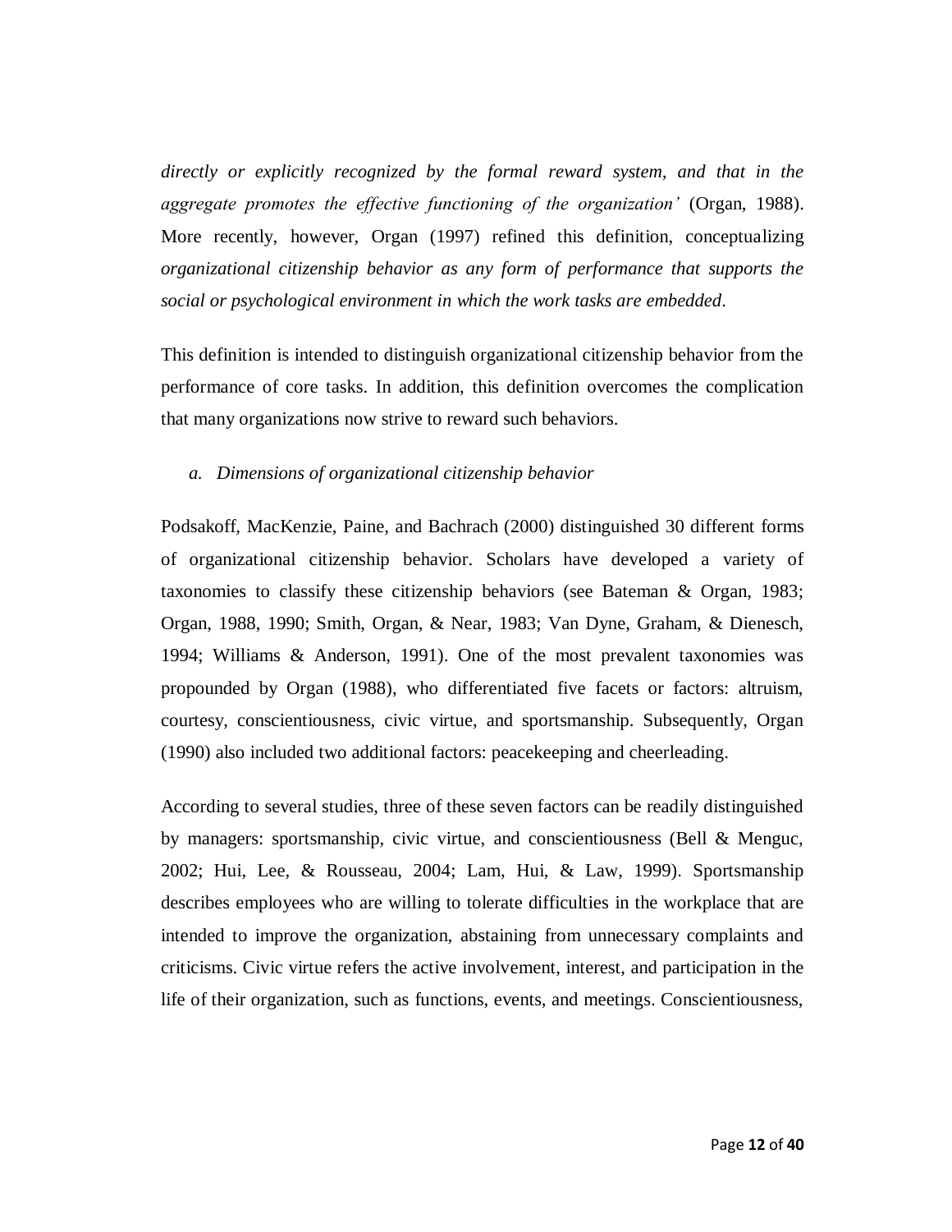*directly or explicitly recognized by the formal reward system, and that in the aggregate promotes the effective functioning of the organization'* (Organ, 1988). More recently, however, Organ (1997) refined this definition, conceptualizing *organizational citizenship behavior as any form of performance that supports the social or psychological environment in which the work tasks are embedded*.

This definition is intended to distinguish organizational citizenship behavior from the performance of core tasks. In addition, this definition overcomes the complication that many organizations now strive to reward such behaviors.

*a. Dimensions of organizational citizenship behavior*

Podsakoff, MacKenzie, Paine, and Bachrach (2000) distinguished 30 different forms of organizational citizenship behavior. Scholars have developed a variety of taxonomies to classify these citizenship behaviors (see Bateman & Organ, 1983; Organ, 1988, 1990; Smith, Organ, & Near, 1983; Van Dyne, Graham, & Dienesch, 1994; Williams & Anderson, 1991). One of the most prevalent taxonomies was propounded by Organ (1988), who differentiated five facets or factors: altruism, courtesy, conscientiousness, civic virtue, and sportsmanship. Subsequently, Organ (1990) also included two additional factors: peacekeeping and cheerleading.

According to several studies, three of these seven factors can be readily distinguished by managers: sportsmanship, civic virtue, and conscientiousness (Bell & Menguc, 2002; Hui, Lee, & Rousseau, 2004; Lam, Hui, & Law, 1999). Sportsmanship describes employees who are willing to tolerate difficulties in the workplace that are intended to improve the organization, abstaining from unnecessary complaints and criticisms. Civic virtue refers the active involvement, interest, and participation in the life of their organization, such as functions, events, and meetings. Conscientiousness,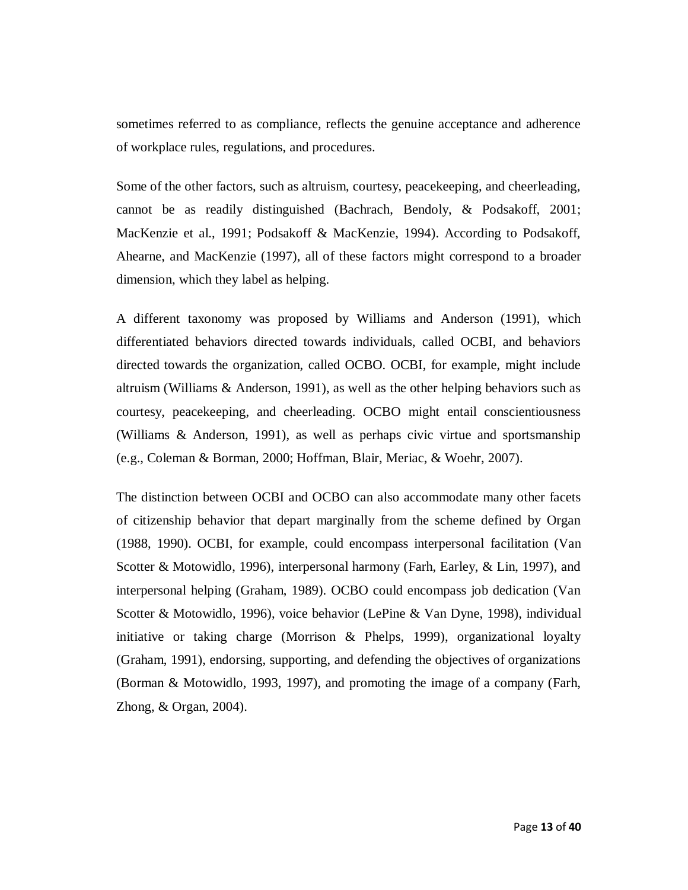sometimes referred to as compliance, reflects the genuine acceptance and adherence of workplace rules, regulations, and procedures.

Some of the other factors, such as altruism, courtesy, peacekeeping, and cheerleading, cannot be as readily distinguished (Bachrach, Bendoly, & Podsakoff, 2001; MacKenzie et al., 1991; Podsakoff & MacKenzie, 1994). According to Podsakoff, Ahearne, and MacKenzie (1997), all of these factors might correspond to a broader dimension, which they label as helping.

A different taxonomy was proposed by Williams and Anderson (1991), which differentiated behaviors directed towards individuals, called OCBI, and behaviors directed towards the organization, called OCBO. OCBI, for example, might include altruism (Williams & Anderson, 1991), as well as the other helping behaviors such as courtesy, peacekeeping, and cheerleading. OCBO might entail conscientiousness (Williams & Anderson, 1991), as well as perhaps civic virtue and sportsmanship (e.g., Coleman & Borman, 2000; Hoffman, Blair, Meriac, & Woehr, 2007).

The distinction between OCBI and OCBO can also accommodate many other facets of citizenship behavior that depart marginally from the scheme defined by Organ (1988, 1990). OCBI, for example, could encompass interpersonal facilitation (Van Scotter & Motowidlo, 1996), interpersonal harmony (Farh, Earley, & Lin, 1997), and interpersonal helping (Graham, 1989). OCBO could encompass job dedication (Van Scotter & Motowidlo, 1996), voice behavior (LePine & Van Dyne, 1998), individual initiative or taking charge (Morrison & Phelps, 1999), organizational loyalty (Graham, 1991), endorsing, supporting, and defending the objectives of organizations (Borman & Motowidlo, 1993, 1997), and promoting the image of a company (Farh, Zhong, & Organ, 2004).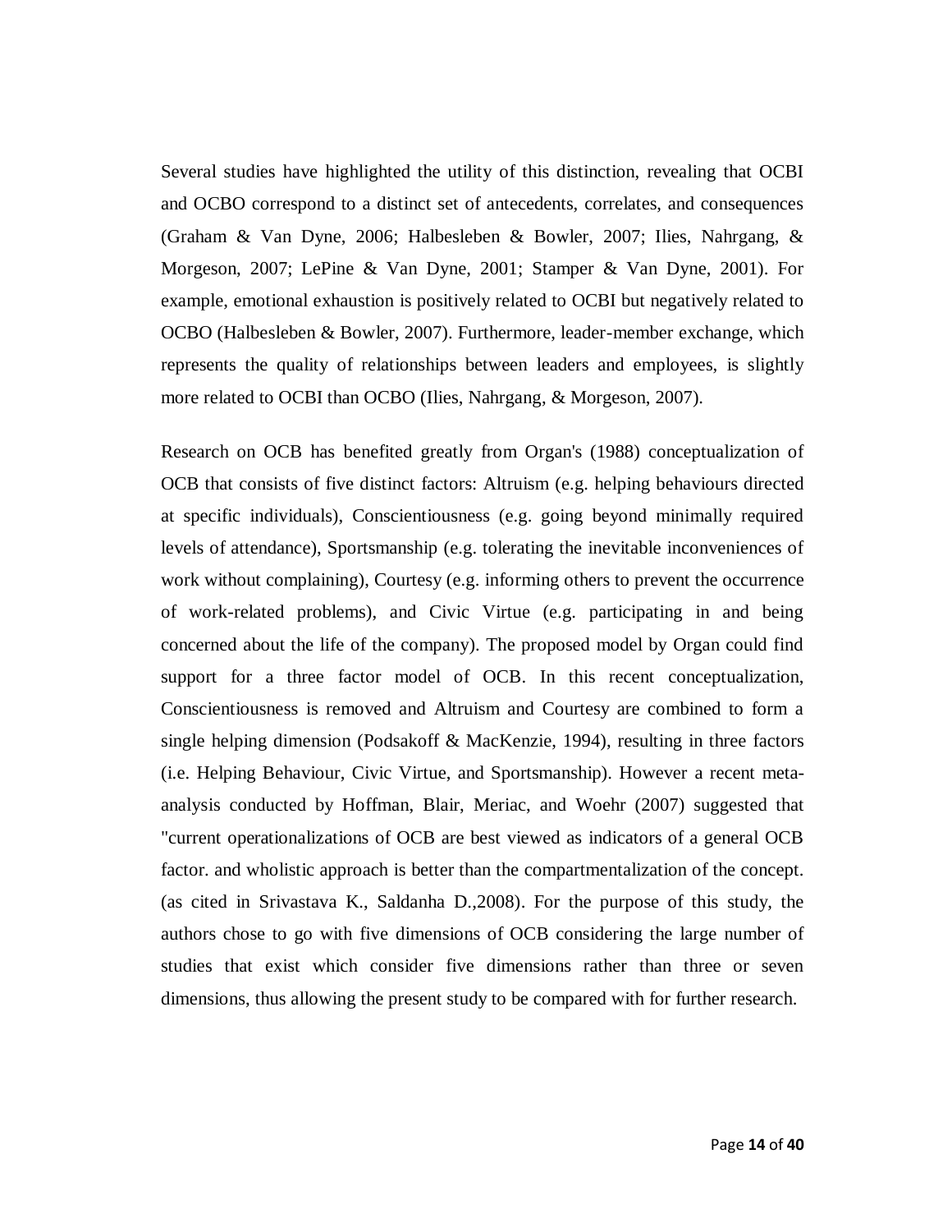Several studies have highlighted the utility of this distinction, revealing that OCBI and OCBO correspond to a distinct set of antecedents, correlates, and consequences (Graham & Van Dyne, 2006; Halbesleben & Bowler, 2007; Ilies, Nahrgang, & Morgeson, 2007; LePine & Van Dyne, 2001; Stamper & Van Dyne, 2001). For example, emotional exhaustion is positively related to OCBI but negatively related to OCBO (Halbesleben & Bowler, 2007). Furthermore, leader-member exchange, which represents the quality of relationships between leaders and employees, is slightly more related to OCBI than OCBO (Ilies, Nahrgang, & Morgeson, 2007).

Research on OCB has benefited greatly from Organ's (1988) conceptualization of OCB that consists of five distinct factors: Altruism (e.g. helping behaviours directed at specific individuals), Conscientiousness (e.g. going beyond minimally required levels of attendance), Sportsmanship (e.g. tolerating the inevitable inconveniences of work without complaining), Courtesy (e.g. informing others to prevent the occurrence of work-related problems), and Civic Virtue (e.g. participating in and being concerned about the life of the company). The proposed model by Organ could find support for a three factor model of OCB. In this recent conceptualization, Conscientiousness is removed and Altruism and Courtesy are combined to form a single helping dimension (Podsakoff & MacKenzie, 1994), resulting in three factors (i.e. Helping Behaviour, Civic Virtue, and Sportsmanship). However a recent meta-analysis conducted by Hoffman, Blair, Meriac, and Woehr (2007) suggested that "current operationalizations of OCB are best viewed as indicators of a general OCB factor. and wholistic approach is better than the compartmentalization of the concept. (as cited in Srivastava K., Saldanha D.,2008). For the purpose of this study, the authors chose to go with five dimensions of OCB considering the large number of studies that exist which consider five dimensions rather than three or seven dimensions, thus allowing the present study to be compared with for further research.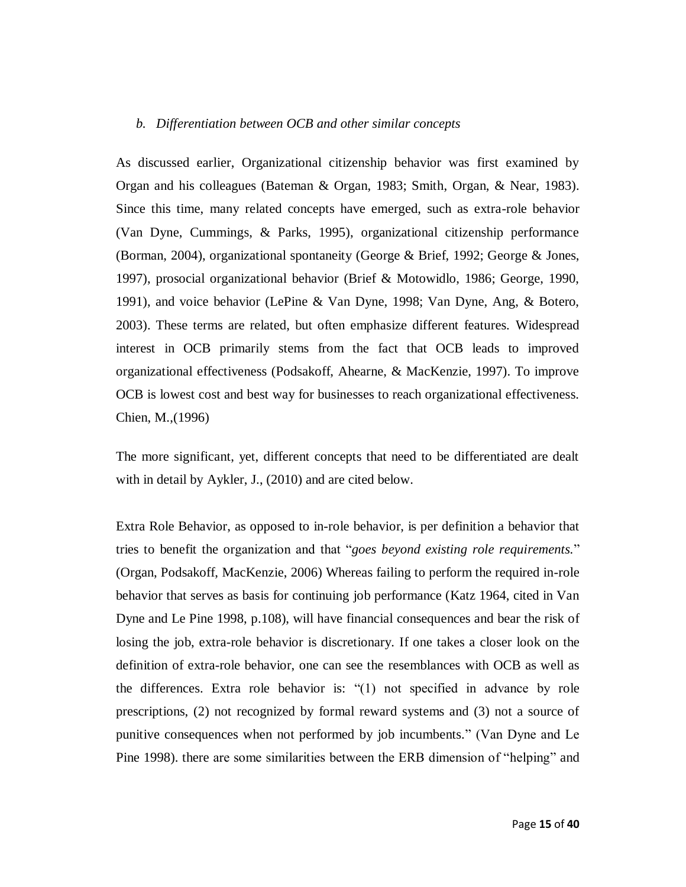*b. Differentiation between OCB and other similar concepts*

As discussed earlier, Organizational citizenship behavior was first examined by Organ and his colleagues (Bateman & Organ, 1983; Smith, Organ, & Near, 1983). Since this time, many related concepts have emerged, such as extra-role behavior (Van Dyne, Cummings, & Parks, 1995), organizational citizenship performance (Borman, 2004), organizational spontaneity (George & Brief, 1992; George & Jones, 1997), prosocial organizational behavior (Brief & Motowidlo, 1986; George, 1990, 1991), and voice behavior (LePine & Van Dyne, 1998; Van Dyne, Ang, & Botero, 2003). These terms are related, but often emphasize different features. Widespread interest in OCB primarily stems from the fact that OCB leads to improved organizational effectiveness (Podsakoff, Ahearne, & MacKenzie, 1997). To improve OCB is lowest cost and best way for businesses to reach organizational effectiveness. Chien, M.,(1996)

The more significant, yet, different concepts that need to be differentiated are dealt with in detail by Aykler, J., (2010) and are cited below.

Extra Role Behavior, as opposed to in-role behavior, is per definition a behavior that tries to benefit the organization and that "*goes beyond existing role requirements.*" (Organ, Podsakoff, MacKenzie, 2006) Whereas failing to perform the required in-role behavior that serves as basis for continuing job performance (Katz 1964, cited in Van Dyne and Le Pine 1998, p.108), will have financial consequences and bear the risk of losing the job, extra-role behavior is discretionary. If one takes a closer look on the definition of extra-role behavior, one can see the resemblances with OCB as well as the differences. Extra role behavior is: "(1) not specified in advance by role prescriptions, (2) not recognized by formal reward systems and (3) not a source of punitive consequences when not performed by job incumbents." (Van Dyne and Le Pine 1998). there are some similarities between the ERB dimension of "helping" and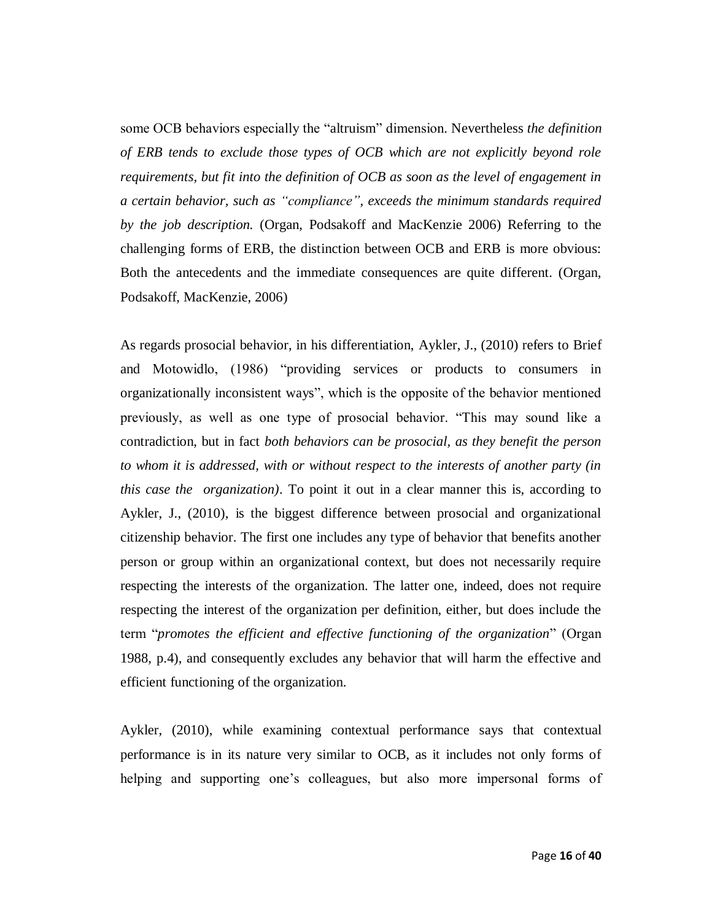some OCB behaviors especially the "altruism" dimension. Nevertheless *the definition of ERB tends to exclude those types of OCB which are not explicitly beyond role requirements, but fit into the definition of OCB as soon as the level of engagement in a certain behavior, such as "compliance", exceeds the minimum standards required by the job description.* (Organ, Podsakoff and MacKenzie 2006) Referring to the challenging forms of ERB, the distinction between OCB and ERB is more obvious: Both the antecedents and the immediate consequences are quite different. (Organ, Podsakoff, MacKenzie, 2006)

As regards prosocial behavior, in his differentiation, Aykler, J., (2010) refers to Brief and Motowidlo, (1986) "providing services or products to consumers in organizationally inconsistent ways", which is the opposite of the behavior mentioned previously, as well as one type of prosocial behavior. "This may sound like a contradiction, but in fact *both behaviors can be prosocial, as they benefit the person to whom it is addressed, with or without respect to the interests of another party (in this case the organization)*. To point it out in a clear manner this is, according to Aykler, J., (2010), is the biggest difference between prosocial and organizational citizenship behavior. The first one includes any type of behavior that benefits another person or group within an organizational context, but does not necessarily require respecting the interests of the organization. The latter one, indeed, does not require respecting the interest of the organization per definition, either, but does include the term "*promotes the efficient and effective functioning of the organization*" (Organ 1988, p.4), and consequently excludes any behavior that will harm the effective and efficient functioning of the organization.

Aykler, (2010), while examining contextual performance says that contextual performance is in its nature very similar to OCB, as it includes not only forms of helping and supporting one's colleagues, but also more impersonal forms of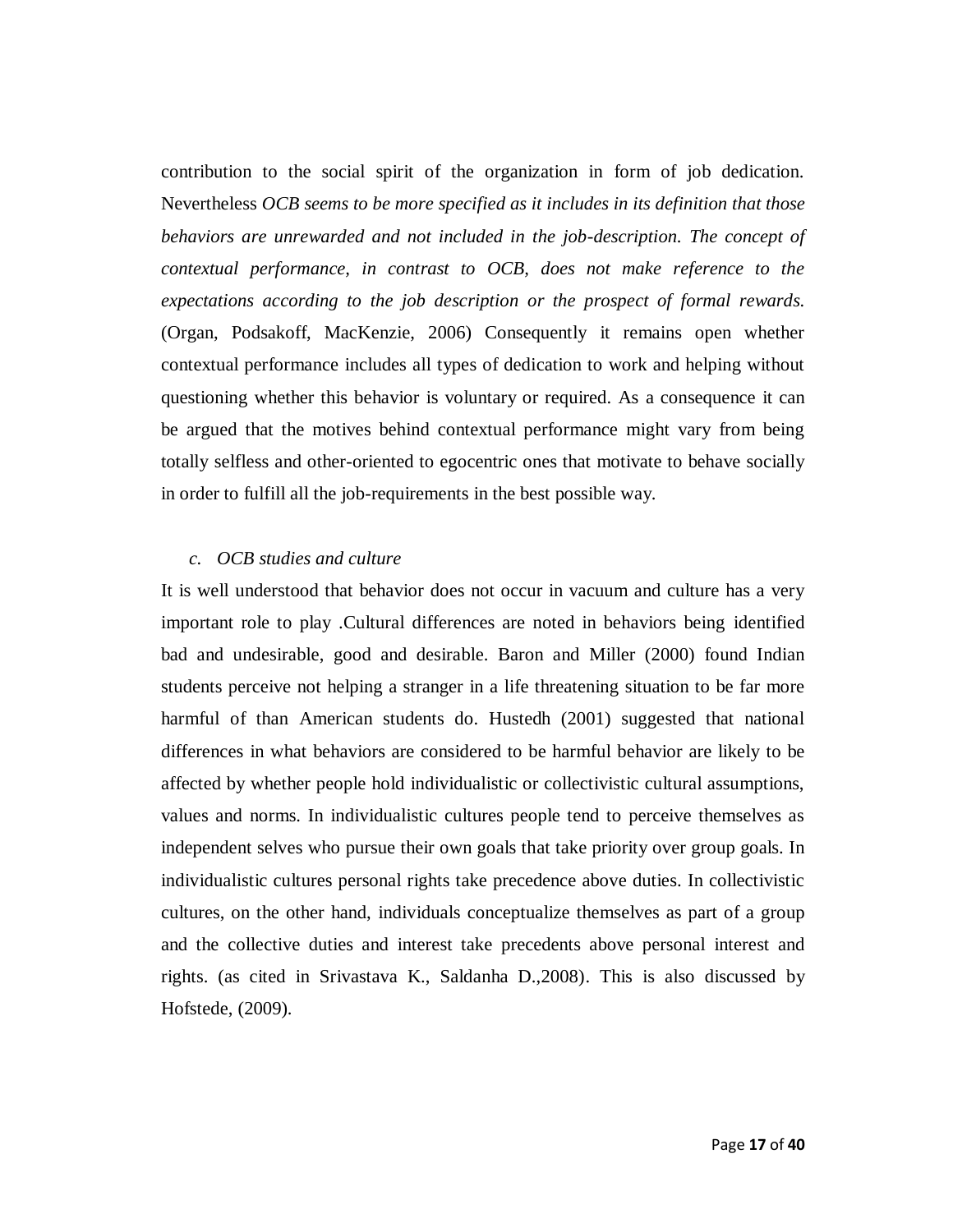contribution to the social spirit of the organization in form of job dedication. Nevertheless *OCB seems to be more specified as it includes in its definition that those behaviors are unrewarded and not included in the job-description. The concept of contextual performance, in contrast to OCB, does not make reference to the expectations according to the job description or the prospect of formal rewards.* (Organ, Podsakoff, MacKenzie, 2006) Consequently it remains open whether contextual performance includes all types of dedication to work and helping without questioning whether this behavior is voluntary or required. As a consequence it can be argued that the motives behind contextual performance might vary from being totally selfless and other-oriented to egocentric ones that motivate to behave socially in order to fulfill all the job-requirements in the best possible way.

### c. OCB studies and culture

It is well understood that behavior does not occur in vacuum and culture has a very important role to play .Cultural differences are noted in behaviors being identified bad and undesirable, good and desirable. Baron and Miller (2000) found Indian students perceive not helping a stranger in a life threatening situation to be far more harmful of than American students do. Hustedh (2001) suggested that national differences in what behaviors are considered to be harmful behavior are likely to be affected by whether people hold individualistic or collectivistic cultural assumptions, values and norms. In individualistic cultures people tend to perceive themselves as independent selves who pursue their own goals that take priority over group goals. In individualistic cultures personal rights take precedence above duties. In collectivistic cultures, on the other hand, individuals conceptualize themselves as part of a group and the collective duties and interest take precedents above personal interest and rights. (as cited in Srivastava K., Saldanha D.,2008). This is also discussed by Hofstede, (2009).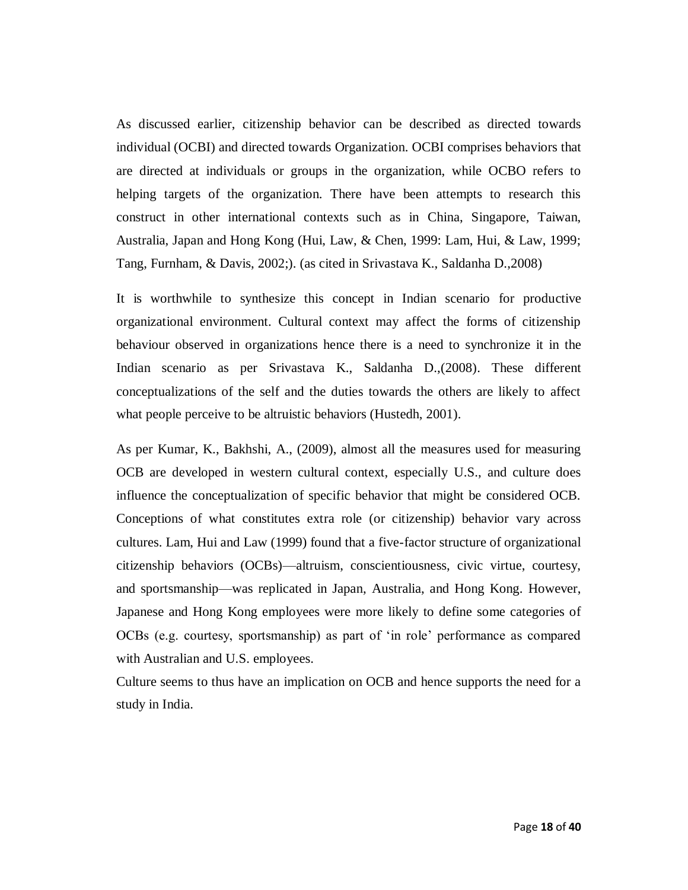As discussed earlier, citizenship behavior can be described as directed towards individual (OCBI) and directed towards Organization. OCBI comprises behaviors that are directed at individuals or groups in the organization, while OCBO refers to helping targets of the organization. There have been attempts to research this construct in other international contexts such as in China, Singapore, Taiwan, Australia, Japan and Hong Kong (Hui, Law, & Chen, 1999: Lam, Hui, & Law, 1999; Tang, Furnham, & Davis, 2002;). (as cited in Srivastava K., Saldanha D.,2008)

It is worthwhile to synthesize this concept in Indian scenario for productive organizational environment. Cultural context may affect the forms of citizenship behaviour observed in organizations hence there is a need to synchronize it in the Indian scenario as per Srivastava K., Saldanha D.,(2008). These different conceptualizations of the self and the duties towards the others are likely to affect what people perceive to be altruistic behaviors (Hustedh, 2001).

As per Kumar, K., Bakhshi, A., (2009), almost all the measures used for measuring OCB are developed in western cultural context, especially U.S., and culture does influence the conceptualization of specific behavior that might be considered OCB. Conceptions of what constitutes extra role (or citizenship) behavior vary across cultures. Lam, Hui and Law (1999) found that a five-factor structure of organizational citizenship behaviors (OCBs)—altruism, conscientiousness, civic virtue, courtesy, and sportsmanship—was replicated in Japan, Australia, and Hong Kong. However, Japanese and Hong Kong employees were more likely to define some categories of OCBs (e.g. courtesy, sportsmanship) as part of 'in role' performance as compared with Australian and U.S. employees.

Culture seems to thus have an implication on OCB and hence supports the need for a study in India.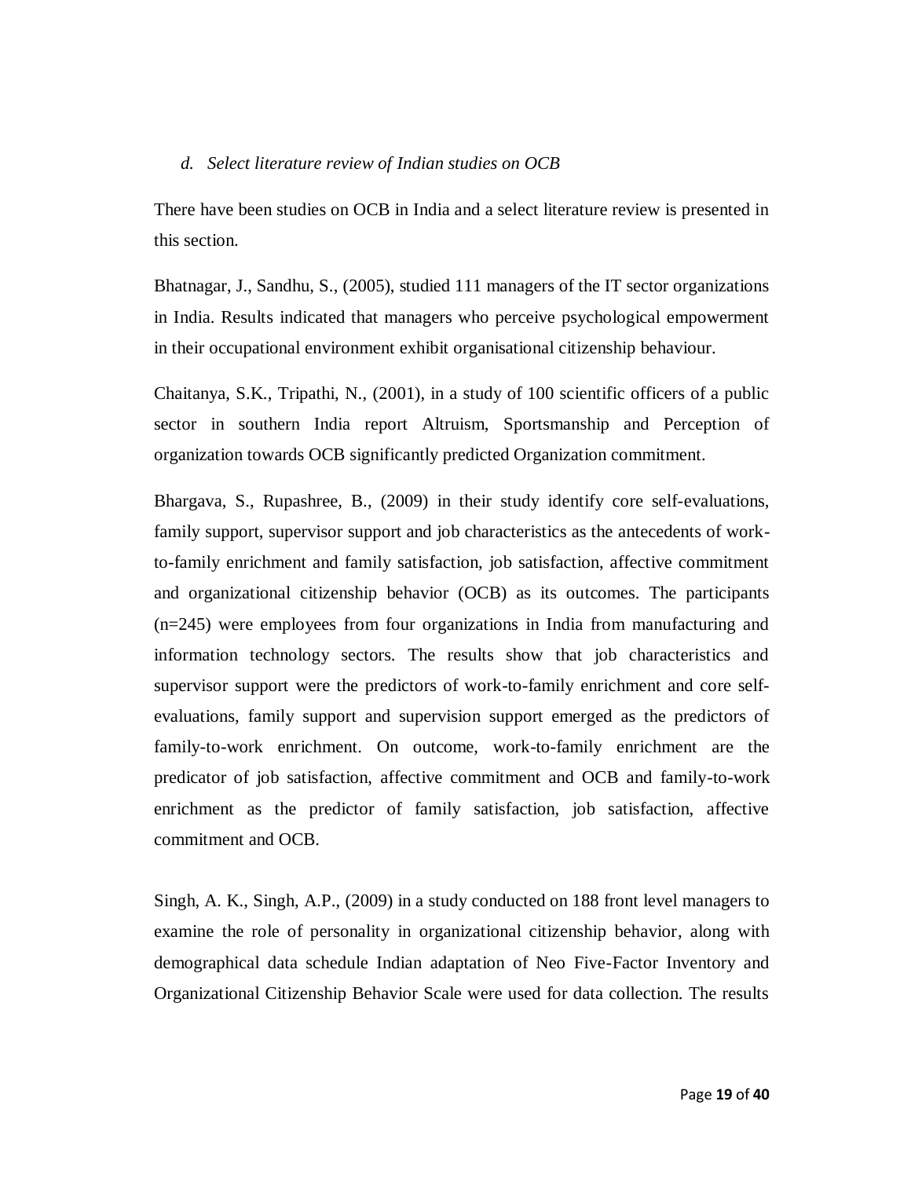*d. Select literature review of Indian studies on OCB*

There have been studies on OCB in India and a select literature review is presented in this section.

Bhatnagar, J., Sandhu, S., (2005), studied 111 managers of the IT sector organizations in India. Results indicated that managers who perceive psychological empowerment in their occupational environment exhibit organisational citizenship behaviour.

Chaitanya, S.K., Tripathi, N., (2001), in a study of 100 scientific officers of a public sector in southern India report Altruism, Sportsmanship and Perception of organization towards OCB significantly predicted Organization commitment.

Bhargava, S., Rupashree, B., (2009) in their study identify core self-evaluations, family support, supervisor support and job characteristics as the antecedents of work-to-family enrichment and family satisfaction, job satisfaction, affective commitment and organizational citizenship behavior (OCB) as its outcomes. The participants (n=245) were employees from four organizations in India from manufacturing and information technology sectors. The results show that job characteristics and supervisor support were the predictors of work-to-family enrichment and core self-evaluations, family support and supervision support emerged as the predictors of family-to-work enrichment. On outcome, work-to-family enrichment are the predicator of job satisfaction, affective commitment and OCB and family-to-work enrichment as the predictor of family satisfaction, job satisfaction, affective commitment and OCB.

Singh, A. K., Singh, A.P., (2009) in a study conducted on 188 front level managers to examine the role of personality in organizational citizenship behavior, along with demographical data schedule Indian adaptation of Neo Five-Factor Inventory and Organizational Citizenship Behavior Scale were used for data collection. The results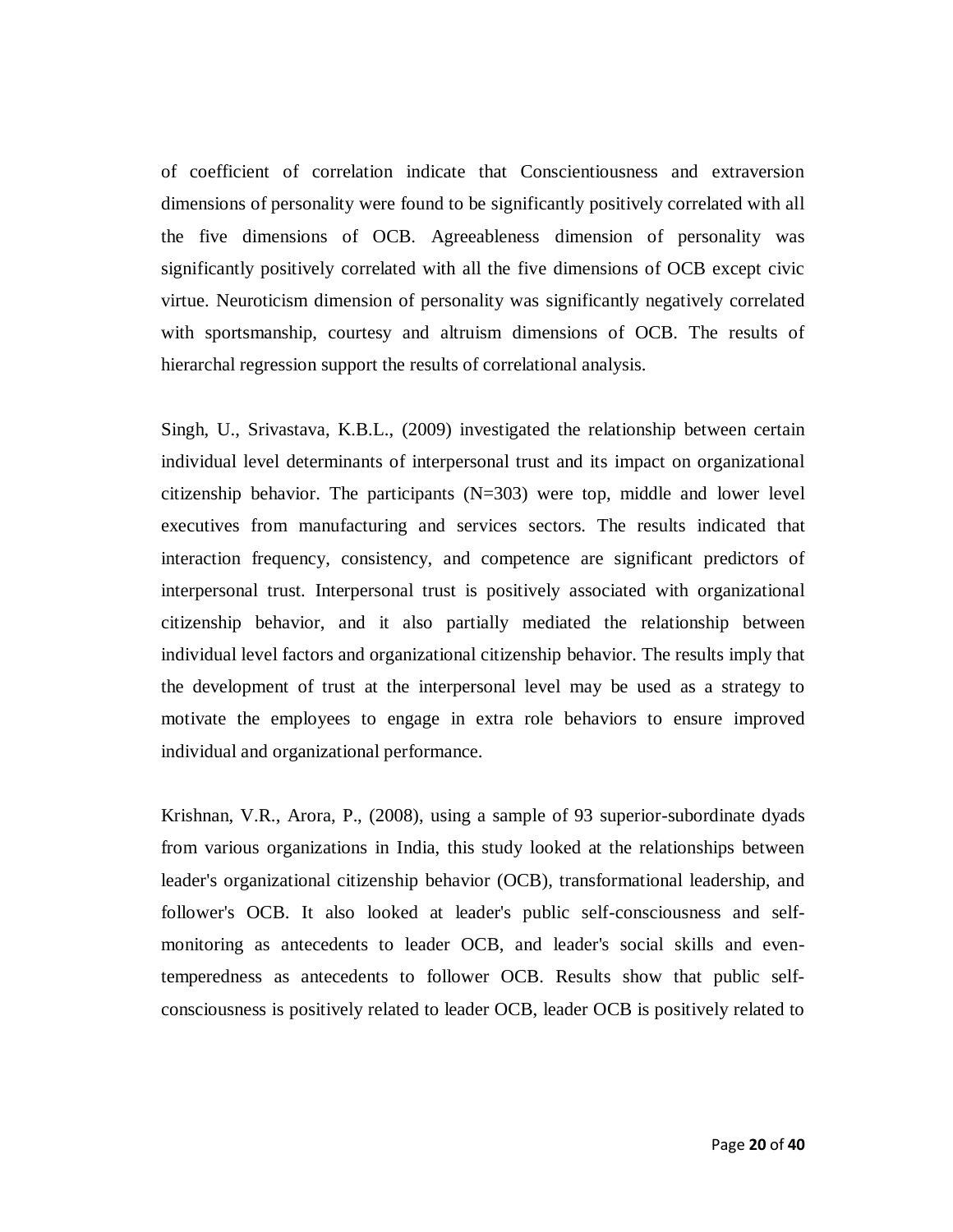of coefficient of correlation indicate that Conscientiousness and extraversion dimensions of personality were found to be significantly positively correlated with all the five dimensions of OCB. Agreeableness dimension of personality was significantly positively correlated with all the five dimensions of OCB except civic virtue. Neuroticism dimension of personality was significantly negatively correlated with sportsmanship, courtesy and altruism dimensions of OCB. The results of hierarchal regression support the results of correlational analysis.

Singh, U., Srivastava, K.B.L., (2009) investigated the relationship between certain individual level determinants of interpersonal trust and its impact on organizational citizenship behavior. The participants (N=303) were top, middle and lower level executives from manufacturing and services sectors. The results indicated that interaction frequency, consistency, and competence are significant predictors of interpersonal trust. Interpersonal trust is positively associated with organizational citizenship behavior, and it also partially mediated the relationship between individual level factors and organizational citizenship behavior. The results imply that the development of trust at the interpersonal level may be used as a strategy to motivate the employees to engage in extra role behaviors to ensure improved individual and organizational performance.

Krishnan, V.R., Arora, P., (2008), using a sample of 93 superior-subordinate dyads from various organizations in India, this study looked at the relationships between leader's organizational citizenship behavior (OCB), transformational leadership, and follower's OCB. It also looked at leader's public self-consciousness and self-monitoring as antecedents to leader OCB, and leader's social skills and even-temperedness as antecedents to follower OCB. Results show that public self-consciousness is positively related to leader OCB, leader OCB is positively related to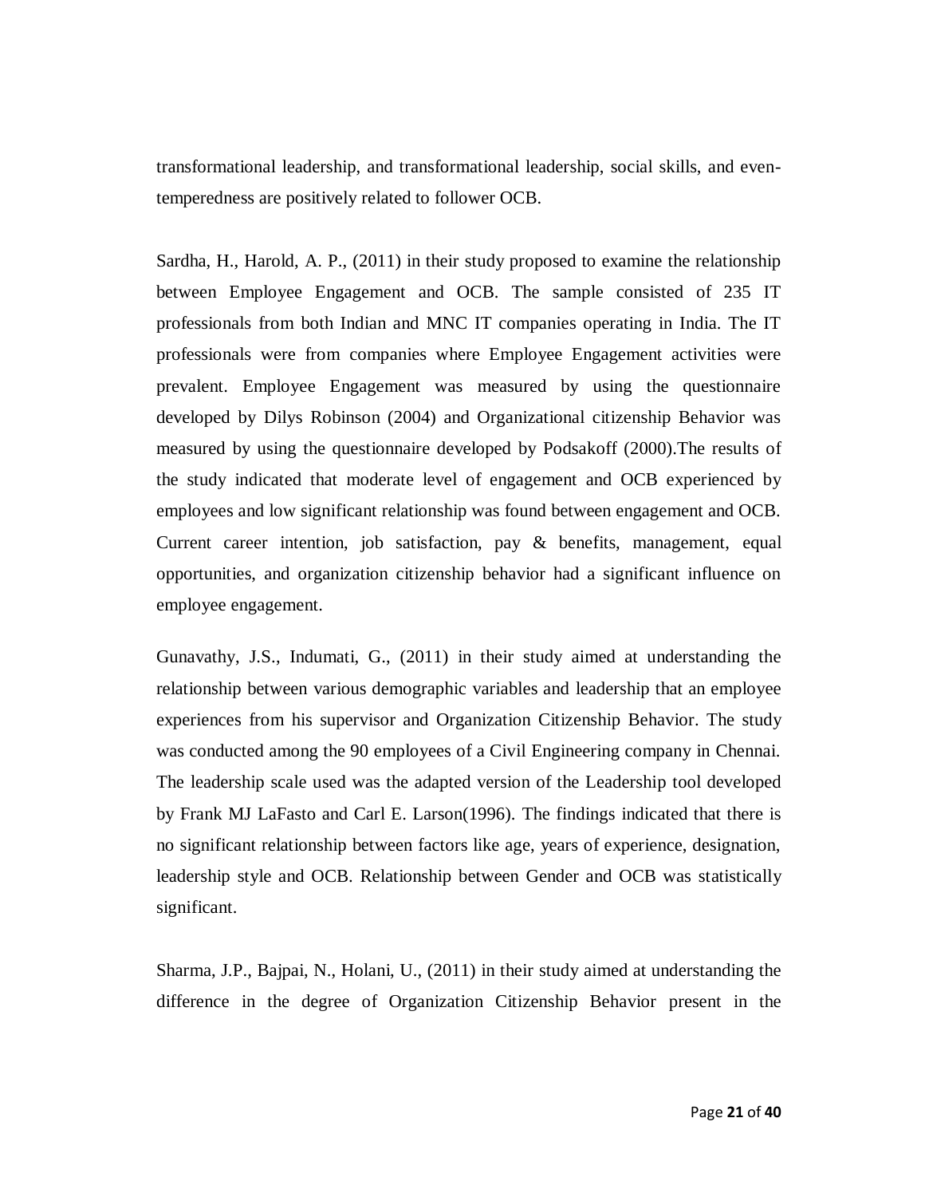transformational leadership, and transformational leadership, social skills, and even-temperedness are positively related to follower OCB.

Sardha, H., Harold, A. P., (2011) in their study proposed to examine the relationship between Employee Engagement and OCB. The sample consisted of 235 IT professionals from both Indian and MNC IT companies operating in India. The IT professionals were from companies where Employee Engagement activities were prevalent. Employee Engagement was measured by using the questionnaire developed by Dilys Robinson (2004) and Organizational citizenship Behavior was measured by using the questionnaire developed by Podsakoff (2000).The results of the study indicated that moderate level of engagement and OCB experienced by employees and low significant relationship was found between engagement and OCB. Current career intention, job satisfaction, pay & benefits, management, equal opportunities, and organization citizenship behavior had a significant influence on employee engagement.

Gunavathy, J.S., Indumati, G., (2011) in their study aimed at understanding the relationship between various demographic variables and leadership that an employee experiences from his supervisor and Organization Citizenship Behavior. The study was conducted among the 90 employees of a Civil Engineering company in Chennai. The leadership scale used was the adapted version of the Leadership tool developed by Frank MJ LaFasto and Carl E. Larson(1996). The findings indicated that there is no significant relationship between factors like age, years of experience, designation, leadership style and OCB. Relationship between Gender and OCB was statistically significant.

Sharma, J.P., Bajpai, N., Holani, U., (2011) in their study aimed at understanding the difference in the degree of Organization Citizenship Behavior present in the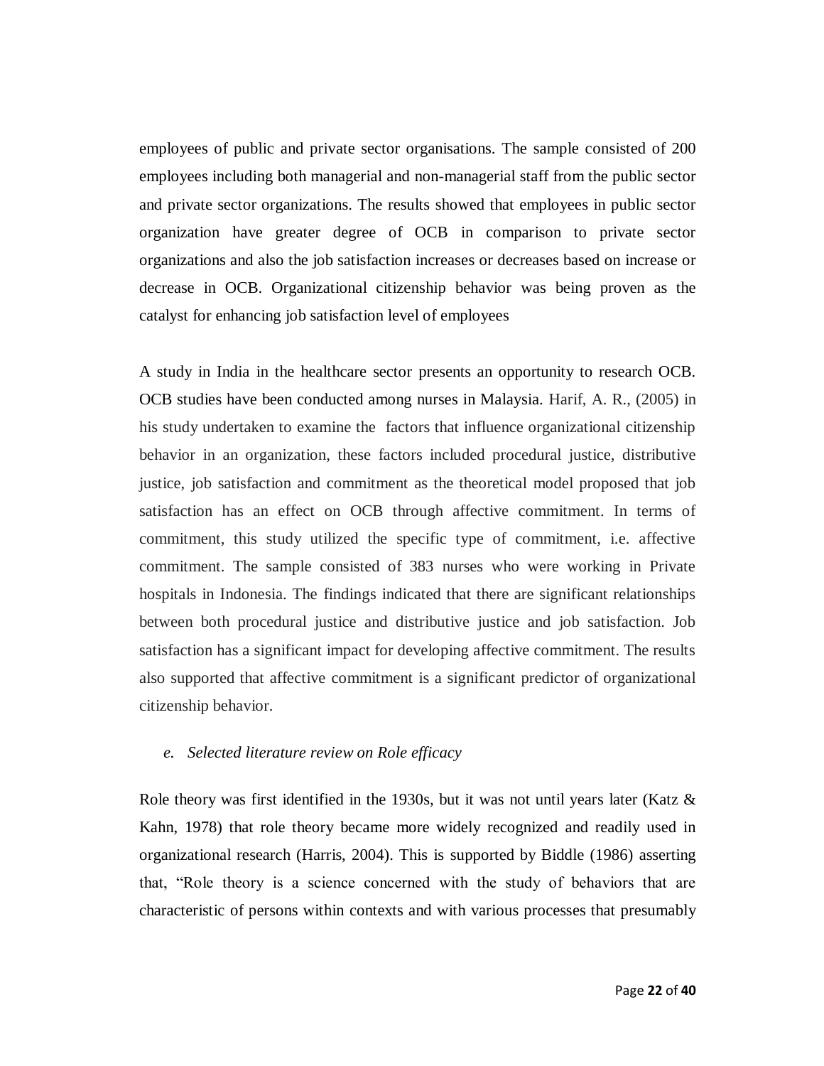employees of public and private sector organisations. The sample consisted of 200 employees including both managerial and non-managerial staff from the public sector and private sector organizations. The results showed that employees in public sector organization have greater degree of OCB in comparison to private sector organizations and also the job satisfaction increases or decreases based on increase or decrease in OCB. Organizational citizenship behavior was being proven as the catalyst for enhancing job satisfaction level of employees

A study in India in the healthcare sector presents an opportunity to research OCB. OCB studies have been conducted among nurses in Malaysia. Harif, A. R., (2005) in his study undertaken to examine the factors that influence organizational citizenship behavior in an organization, these factors included procedural justice, distributive justice, job satisfaction and commitment as the theoretical model proposed that job satisfaction has an effect on OCB through affective commitment. In terms of commitment, this study utilized the specific type of commitment, i.e. affective commitment. The sample consisted of 383 nurses who were working in Private hospitals in Indonesia. The findings indicated that there are significant relationships between both procedural justice and distributive justice and job satisfaction. Job satisfaction has a significant impact for developing affective commitment. The results also supported that affective commitment is a significant predictor of organizational citizenship behavior.

*e. Selected literature review on Role efficacy*

Role theory was first identified in the 1930s, but it was not until years later (Katz & Kahn, 1978) that role theory became more widely recognized and readily used in organizational research (Harris, 2004). This is supported by Biddle (1986) asserting that, "Role theory is a science concerned with the study of behaviors that are characteristic of persons within contexts and with various processes that presumably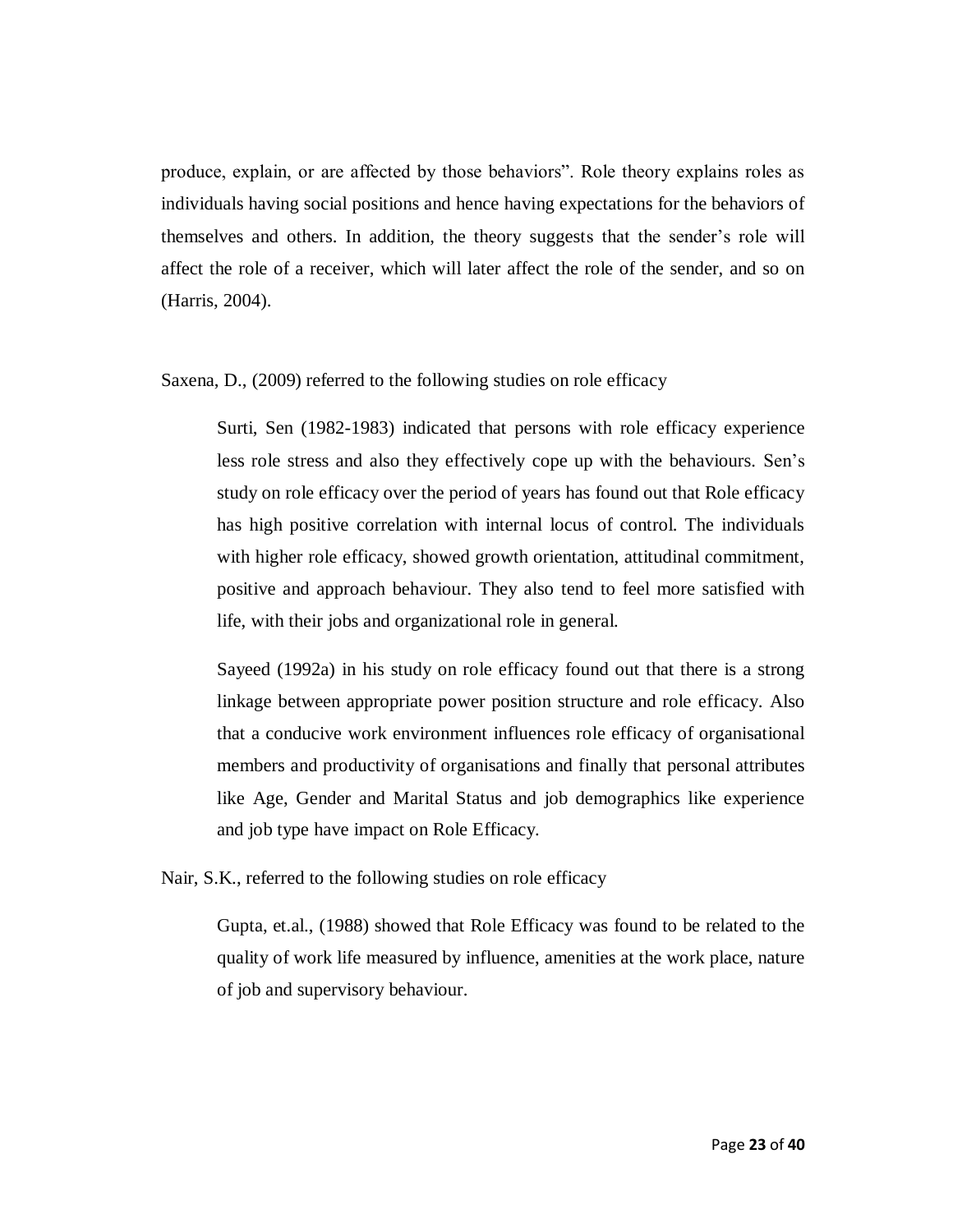produce, explain, or are affected by those behaviors". Role theory explains roles as individuals having social positions and hence having expectations for the behaviors of themselves and others. In addition, the theory suggests that the sender's role will affect the role of a receiver, which will later affect the role of the sender, and so on (Harris, 2004).

Saxena, D., (2009) referred to the following studies on role efficacy

> Surti, Sen (1982-1983) indicated that persons with role efficacy experience less role stress and also they effectively cope up with the behaviours. Sen's study on role efficacy over the period of years has found out that Role efficacy has high positive correlation with internal locus of control. The individuals with higher role efficacy, showed growth orientation, attitudinal commitment, positive and approach behaviour. They also tend to feel more satisfied with life, with their jobs and organizational role in general.
>
> Sayeed (1992a) in his study on role efficacy found out that there is a strong linkage between appropriate power position structure and role efficacy. Also that a conducive work environment influences role efficacy of organisational members and productivity of organisations and finally that personal attributes like Age, Gender and Marital Status and job demographics like experience and job type have impact on Role Efficacy.

Nair, S.K., referred to the following studies on role efficacy

> Gupta, et.al., (1988) showed that Role Efficacy was found to be related to the quality of work life measured by influence, amenities at the work place, nature of job and supervisory behaviour.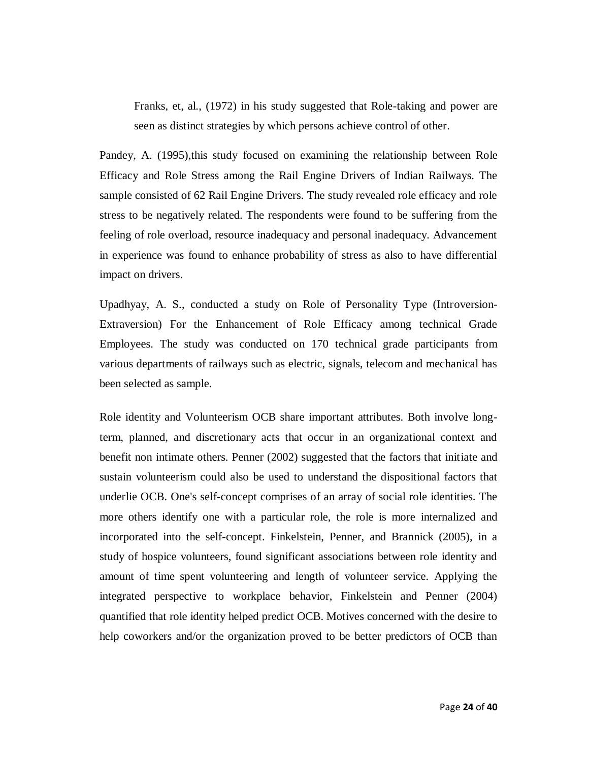Franks, et, al., (1972) in his study suggested that Role-taking and power are seen as distinct strategies by which persons achieve control of other.

Pandey, A. (1995),this study focused on examining the relationship between Role Efficacy and Role Stress among the Rail Engine Drivers of Indian Railways. The sample consisted of 62 Rail Engine Drivers. The study revealed role efficacy and role stress to be negatively related. The respondents were found to be suffering from the feeling of role overload, resource inadequacy and personal inadequacy. Advancement in experience was found to enhance probability of stress as also to have differential impact on drivers.

Upadhyay, A. S., conducted a study on Role of Personality Type (Introversion-Extraversion) For the Enhancement of Role Efficacy among technical Grade Employees. The study was conducted on 170 technical grade participants from various departments of railways such as electric, signals, telecom and mechanical has been selected as sample.

Role identity and Volunteerism OCB share important attributes. Both involve long-term, planned, and discretionary acts that occur in an organizational context and benefit non intimate others. Penner (2002) suggested that the factors that initiate and sustain volunteerism could also be used to understand the dispositional factors that underlie OCB. One's self-concept comprises of an array of social role identities. The more others identify one with a particular role, the role is more internalized and incorporated into the self-concept. Finkelstein, Penner, and Brannick (2005), in a study of hospice volunteers, found significant associations between role identity and amount of time spent volunteering and length of volunteer service. Applying the integrated perspective to workplace behavior, Finkelstein and Penner (2004) quantified that role identity helped predict OCB. Motives concerned with the desire to help coworkers and/or the organization proved to be better predictors of OCB than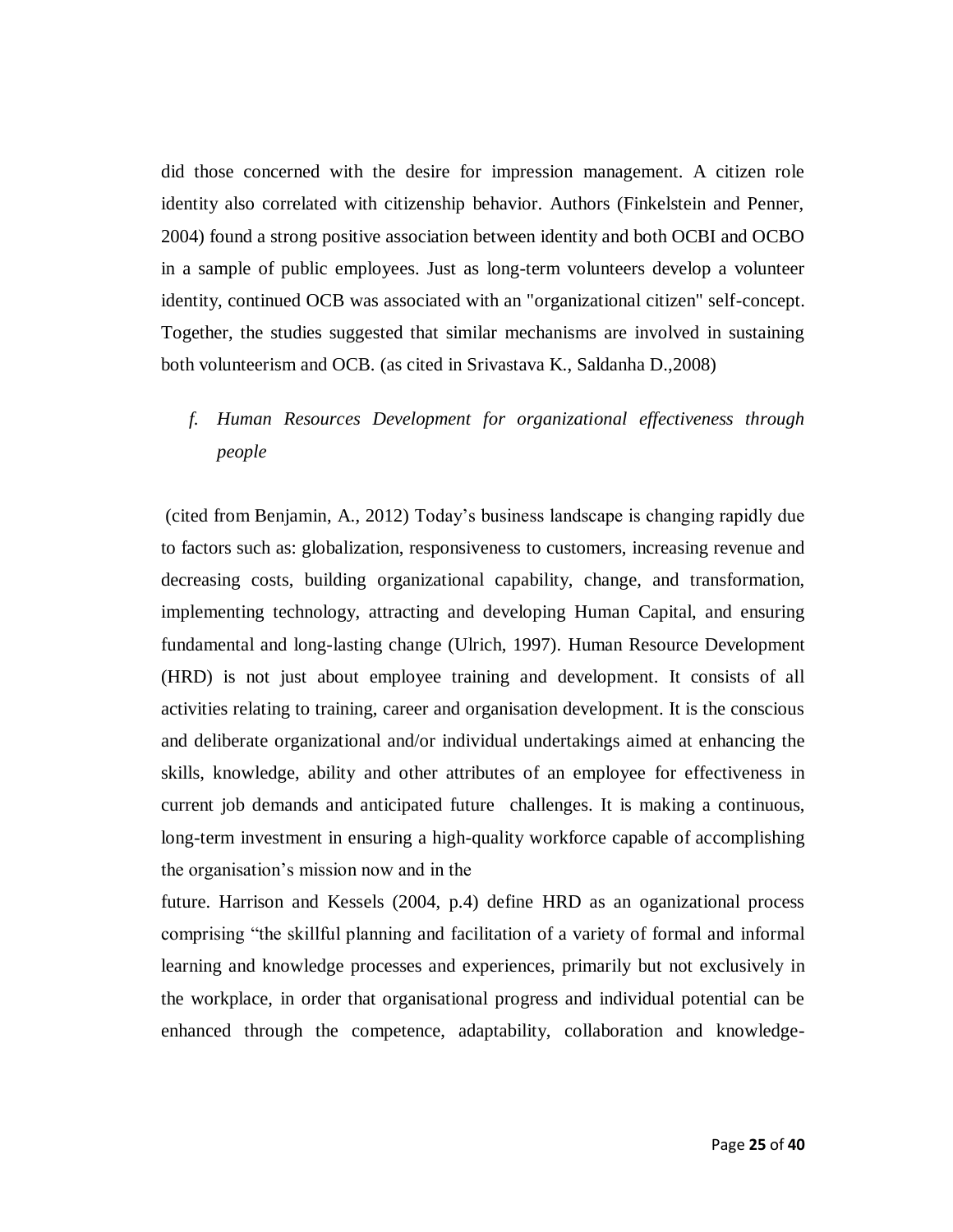did those concerned with the desire for impression management. A citizen role identity also correlated with citizenship behavior. Authors (Finkelstein and Penner, 2004) found a strong positive association between identity and both OCBI and OCBO in a sample of public employees. Just as long-term volunteers develop a volunteer identity, continued OCB was associated with an "organizational citizen" self-concept. Together, the studies suggested that similar mechanisms are involved in sustaining both volunteerism and OCB. (as cited in Srivastava K., Saldanha D.,2008)

*f. Human Resources Development for organizational effectiveness through people*

(cited from Benjamin, A., 2012) Today's business landscape is changing rapidly due to factors such as: globalization, responsiveness to customers, increasing revenue and decreasing costs, building organizational capability, change, and transformation, implementing technology, attracting and developing Human Capital, and ensuring fundamental and long-lasting change (Ulrich, 1997). Human Resource Development (HRD) is not just about employee training and development. It consists of all activities relating to training, career and organisation development. It is the conscious and deliberate organizational and/or individual undertakings aimed at enhancing the skills, knowledge, ability and other attributes of an employee for effectiveness in current job demands and anticipated future challenges. It is making a continuous, long-term investment in ensuring a high-quality workforce capable of accomplishing the organisation's mission now and in the

future. Harrison and Kessels (2004, p.4) define HRD as an oganizational process comprising "the skillful planning and facilitation of a variety of formal and informal learning and knowledge processes and experiences, primarily but not exclusively in the workplace, in order that organisational progress and individual potential can be enhanced through the competence, adaptability, collaboration and knowledge-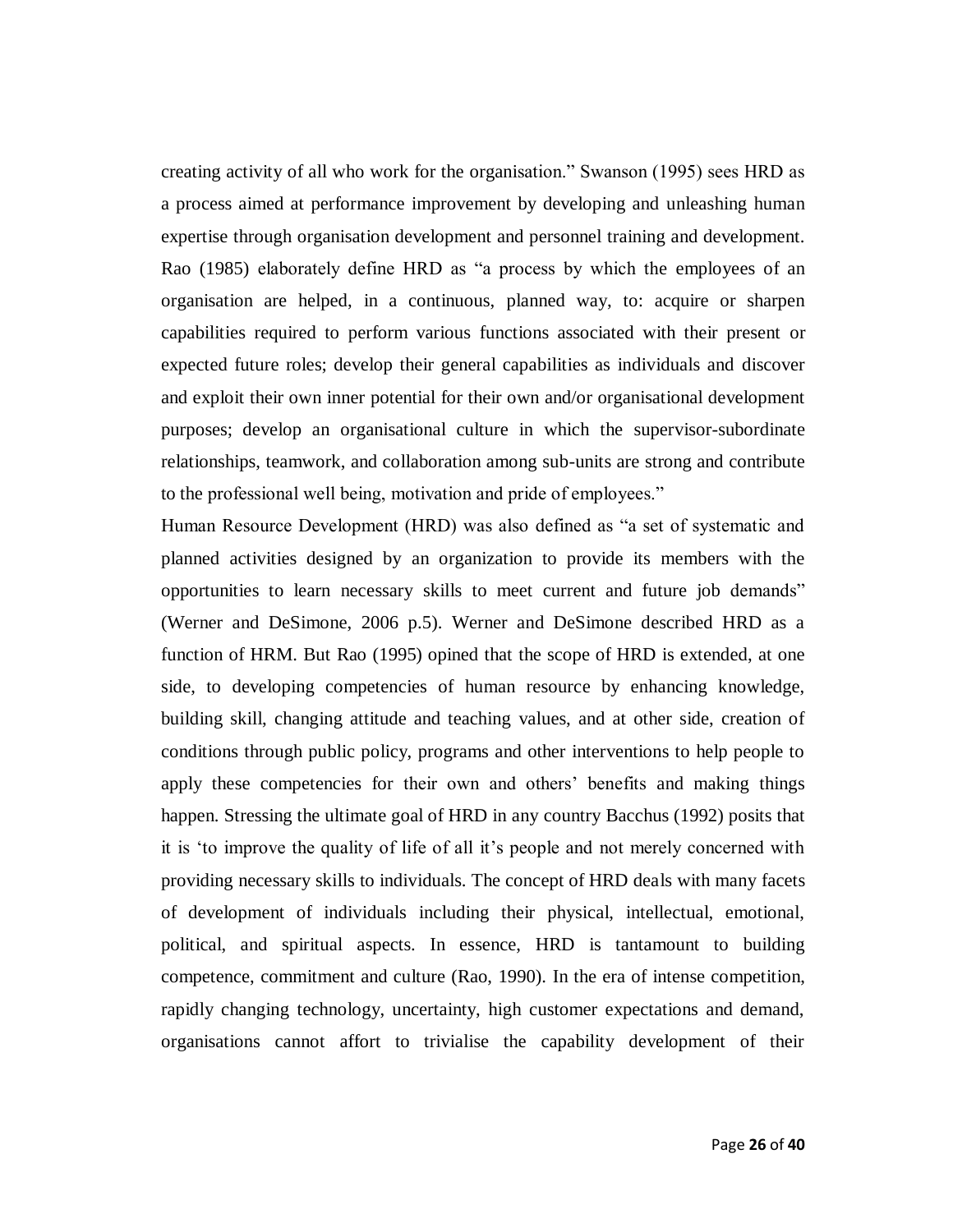creating activity of all who work for the organisation." Swanson (1995) sees HRD as a process aimed at performance improvement by developing and unleashing human expertise through organisation development and personnel training and development. Rao (1985) elaborately define HRD as "a process by which the employees of an organisation are helped, in a continuous, planned way, to: acquire or sharpen capabilities required to perform various functions associated with their present or expected future roles; develop their general capabilities as individuals and discover and exploit their own inner potential for their own and/or organisational development purposes; develop an organisational culture in which the supervisor-subordinate relationships, teamwork, and collaboration among sub-units are strong and contribute to the professional well being, motivation and pride of employees."

Human Resource Development (HRD) was also defined as "a set of systematic and planned activities designed by an organization to provide its members with the opportunities to learn necessary skills to meet current and future job demands" (Werner and DeSimone, 2006 p.5). Werner and DeSimone described HRD as a function of HRM. But Rao (1995) opined that the scope of HRD is extended, at one side, to developing competencies of human resource by enhancing knowledge, building skill, changing attitude and teaching values, and at other side, creation of conditions through public policy, programs and other interventions to help people to apply these competencies for their own and others' benefits and making things happen. Stressing the ultimate goal of HRD in any country Bacchus (1992) posits that it is 'to improve the quality of life of all it's people and not merely concerned with providing necessary skills to individuals. The concept of HRD deals with many facets of development of individuals including their physical, intellectual, emotional, political, and spiritual aspects. In essence, HRD is tantamount to building competence, commitment and culture (Rao, 1990). In the era of intense competition, rapidly changing technology, uncertainty, high customer expectations and demand, organisations cannot affort to trivialise the capability development of their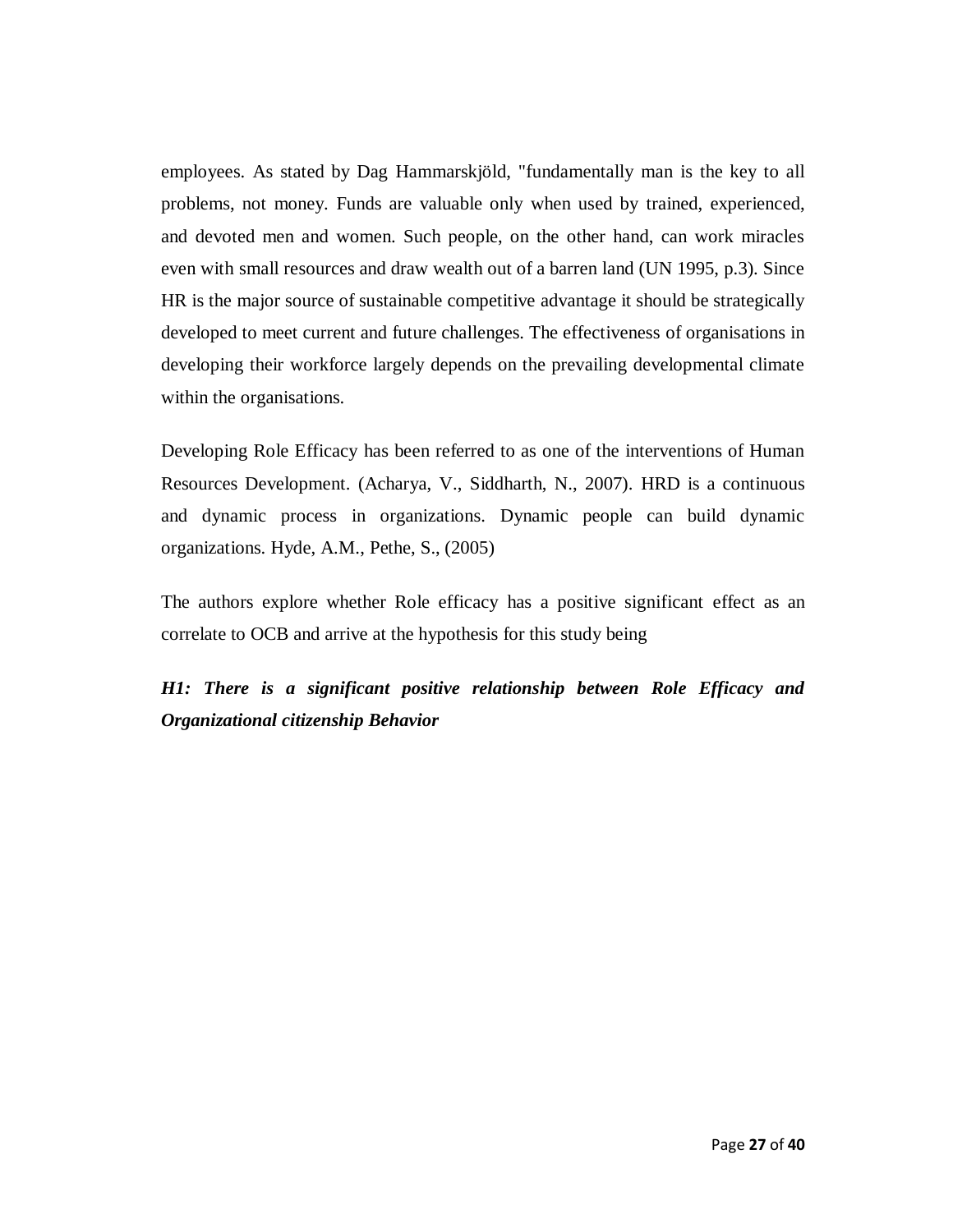employees. As stated by Dag Hammarskjöld, "fundamentally man is the key to all problems, not money. Funds are valuable only when used by trained, experienced, and devoted men and women. Such people, on the other hand, can work miracles even with small resources and draw wealth out of a barren land (UN 1995, p.3). Since HR is the major source of sustainable competitive advantage it should be strategically developed to meet current and future challenges. The effectiveness of organisations in developing their workforce largely depends on the prevailing developmental climate within the organisations.

Developing Role Efficacy has been referred to as one of the interventions of Human Resources Development. (Acharya, V., Siddharth, N., 2007). HRD is a continuous and dynamic process in organizations. Dynamic people can build dynamic organizations. Hyde, A.M., Pethe, S., (2005)

The authors explore whether Role efficacy has a positive significant effect as an correlate to OCB and arrive at the hypothesis for this study being

***H1: There is a significant positive relationship between Role Efficacy and Organizational citizenship Behavior***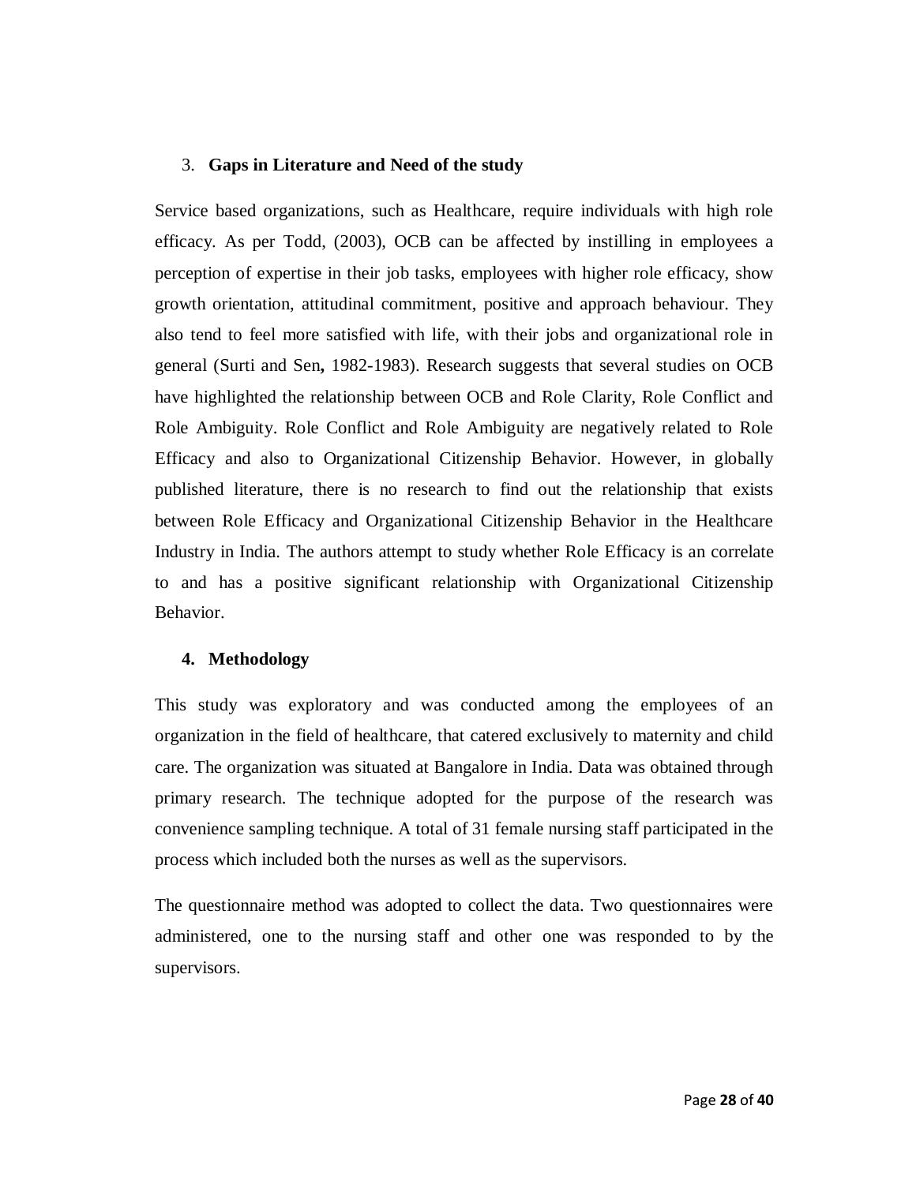## 3. **Gaps in Literature and Need of the study**

Service based organizations, such as Healthcare, require individuals with high role efficacy. As per Todd, (2003), OCB can be affected by instilling in employees a perception of expertise in their job tasks, employees with higher role efficacy, show growth orientation, attitudinal commitment, positive and approach behaviour. They also tend to feel more satisfied with life, with their jobs and organizational role in general (Surti and Sen**,** 1982-1983). Research suggests that several studies on OCB have highlighted the relationship between OCB and Role Clarity, Role Conflict and Role Ambiguity. Role Conflict and Role Ambiguity are negatively related to Role Efficacy and also to Organizational Citizenship Behavior. However, in globally published literature, there is no research to find out the relationship that exists between Role Efficacy and Organizational Citizenship Behavior in the Healthcare Industry in India. The authors attempt to study whether Role Efficacy is an correlate to and has a positive significant relationship with Organizational Citizenship Behavior.

## 4. **Methodology**

This study was exploratory and was conducted among the employees of an organization in the field of healthcare, that catered exclusively to maternity and child care. The organization was situated at Bangalore in India. Data was obtained through primary research. The technique adopted for the purpose of the research was convenience sampling technique. A total of 31 female nursing staff participated in the process which included both the nurses as well as the supervisors.

The questionnaire method was adopted to collect the data. Two questionnaires were administered, one to the nursing staff and other one was responded to by the supervisors.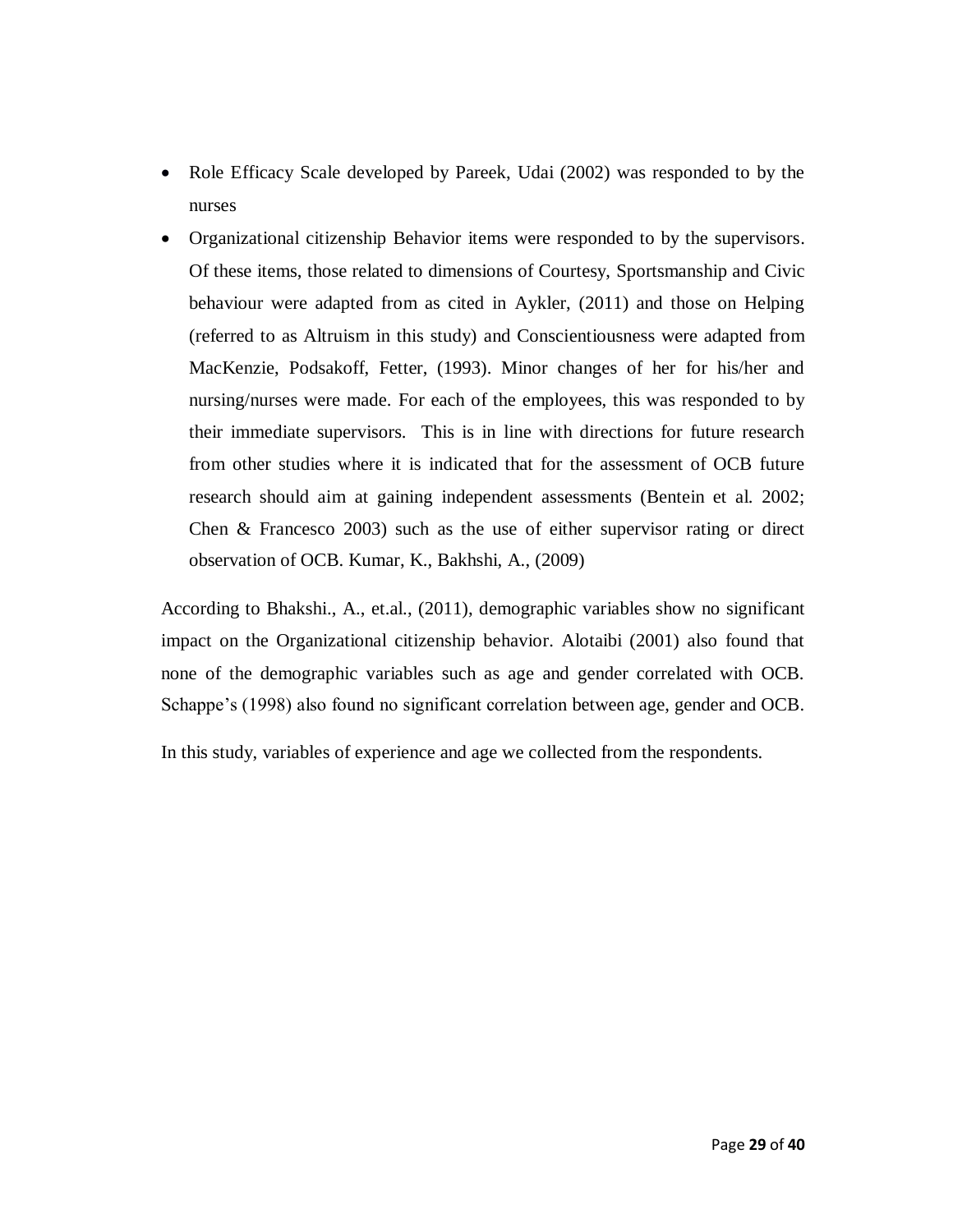- Role Efficacy Scale developed by Pareek, Udai (2002) was responded to by the nurses
- Organizational citizenship Behavior items were responded to by the supervisors. Of these items, those related to dimensions of Courtesy, Sportsmanship and Civic behaviour were adapted from as cited in Aykler, (2011) and those on Helping (referred to as Altruism in this study) and Conscientiousness were adapted from MacKenzie, Podsakoff, Fetter, (1993). Minor changes of her for his/her and nursing/nurses were made. For each of the employees, this was responded to by their immediate supervisors. This is in line with directions for future research from other studies where it is indicated that for the assessment of OCB future research should aim at gaining independent assessments (Bentein et al. 2002; Chen & Francesco 2003) such as the use of either supervisor rating or direct observation of OCB. Kumar, K., Bakhshi, A., (2009)

According to Bhakshi., A., et.al., (2011), demographic variables show no significant impact on the Organizational citizenship behavior. Alotaibi (2001) also found that none of the demographic variables such as age and gender correlated with OCB. Schappe's (1998) also found no significant correlation between age, gender and OCB.

In this study, variables of experience and age we collected from the respondents.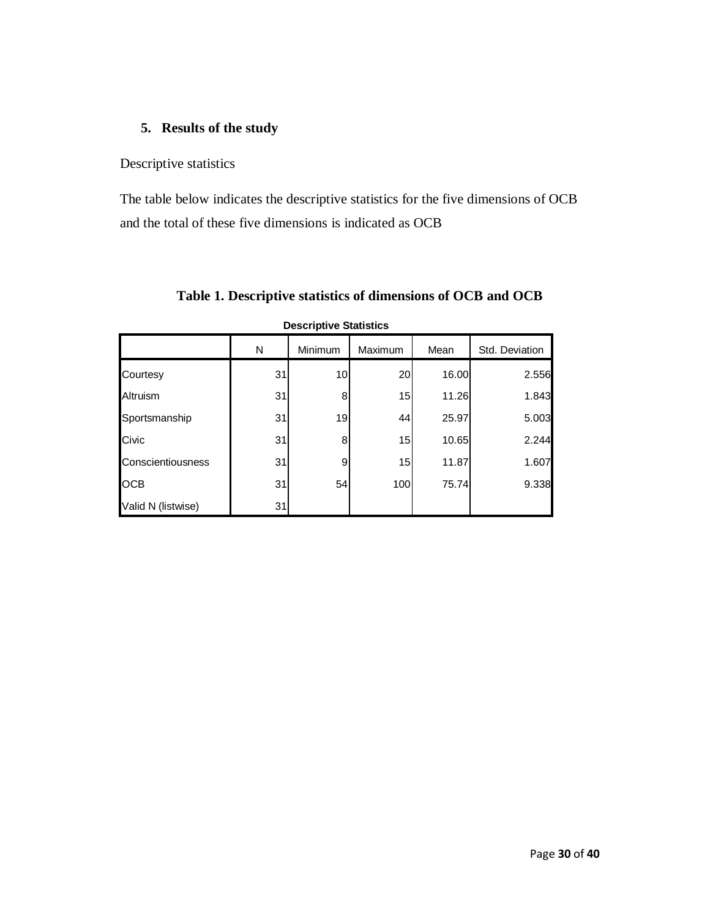## 5. Results of the study

Descriptive statistics

The table below indicates the descriptive statistics for the five dimensions of OCB and the total of these five dimensions is indicated as OCB

**Table 1. Descriptive statistics of dimensions of OCB and OCB**

**Descriptive Statistics**

| | N | Minimum | Maximum | Mean | Std. Deviation |
|---|---|---|---|---|---|
| Courtesy | 31 | 10 | 20 | 16.00 | 2.556 |
| Altruism | 31 | 8 | 15 | 11.26 | 1.843 |
| Sportsmanship | 31 | 19 | 44 | 25.97 | 5.003 |
| Civic | 31 | 8 | 15 | 10.65 | 2.244 |
| Conscientiousness | 31 | 9 | 15 | 11.87 | 1.607 |
| OCB | 31 | 54 | 100 | 75.74 | 9.338 |
| Valid N (listwise) | 31 | | | | |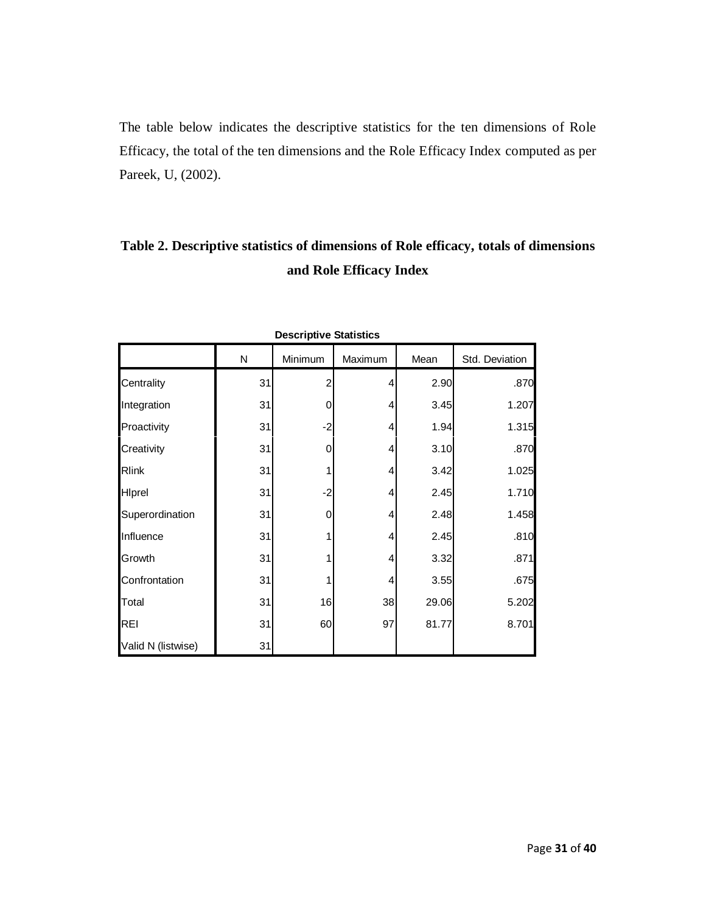The table below indicates the descriptive statistics for the ten dimensions of Role Efficacy, the total of the ten dimensions and the Role Efficacy Index computed as per Pareek, U, (2002).

**Table 2. Descriptive statistics of dimensions of Role efficacy, totals of dimensions and Role Efficacy Index**

**Descriptive Statistics**

| | N | Minimum | Maximum | Mean | Std. Deviation |
|---|---|---|---|---|---|
| Centrality | 31 | 2 | 4 | 2.90 | .870 |
| Integration | 31 | 0 | 4 | 3.45 | 1.207 |
| Proactivity | 31 | -2 | 4 | 1.94 | 1.315 |
| Creativity | 31 | 0 | 4 | 3.10 | .870 |
| Rlink | 31 | 1 | 4 | 3.42 | 1.025 |
| Hlprel | 31 | -2 | 4 | 2.45 | 1.710 |
| Superordination | 31 | 0 | 4 | 2.48 | 1.458 |
| Influence | 31 | 1 | 4 | 2.45 | .810 |
| Growth | 31 | 1 | 4 | 3.32 | .871 |
| Confrontation | 31 | 1 | 4 | 3.55 | .675 |
| Total | 31 | 16 | 38 | 29.06 | 5.202 |
| REI | 31 | 60 | 97 | 81.77 | 8.701 |
| Valid N (listwise) | 31 | | | | |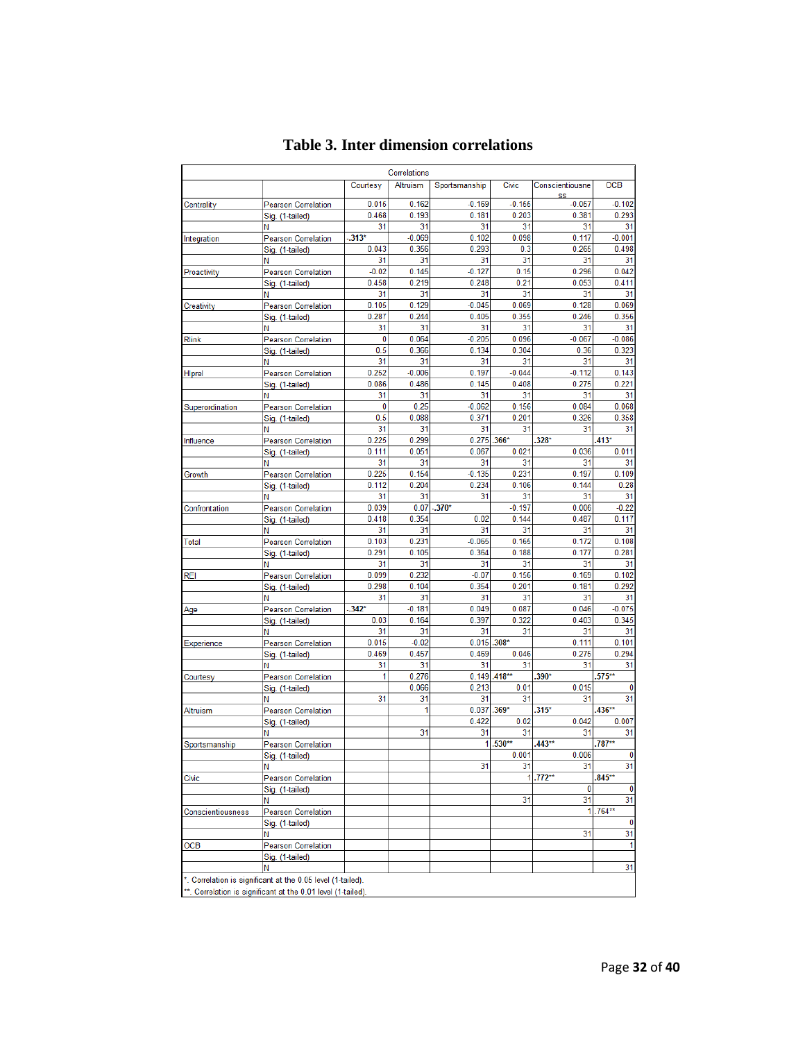# Table 3. Inter dimension correlations

| Correlations | | | | | | | |
|---|---|---|---|---|---|---|---|
| | | Courtesy | Altruism | Sportsmanship | Civic | Conscientiousness | OCB |
| Centrality | Pearson Correlation | 0.015 | 0.162 | -0.169 | -0.155 | -0.057 | -0.102 |
| | Sig. (1-tailed) | 0.468 | 0.193 | 0.181 | 0.203 | 0.381 | 0.293 |
| | N | 31 | 31 | 31 | 31 | 31 | 31 |
| Integration | Pearson Correlation | -.313* | -0.069 | 0.102 | 0.098 | 0.117 | -0.001 |
| | Sig. (1-tailed) | 0.043 | 0.356 | 0.293 | 0.3 | 0.265 | 0.498 |
| | N | 31 | 31 | 31 | 31 | 31 | 31 |
| Proactivity | Pearson Correlation | -0.02 | 0.145 | -0.127 | 0.15 | 0.296 | 0.042 |
| | Sig. (1-tailed) | 0.458 | 0.219 | 0.248 | 0.21 | 0.053 | 0.411 |
| | N | 31 | 31 | 31 | 31 | 31 | 31 |
| Creativity | Pearson Correlation | 0.105 | 0.129 | -0.045 | 0.069 | 0.128 | 0.069 |
| | Sig. (1-tailed) | 0.287 | 0.244 | 0.405 | 0.355 | 0.246 | 0.356 |
| | N | 31 | 31 | 31 | 31 | 31 | 31 |
| Rlink | Pearson Correlation | 0 | 0.064 | -0.205 | 0.096 | -0.067 | -0.086 |
| | Sig. (1-tailed) | 0.5 | 0.366 | 0.134 | 0.304 | 0.36 | 0.323 |
| | N | 31 | 31 | 31 | 31 | 31 | 31 |
| HIprel | Pearson Correlation | 0.252 | -0.006 | 0.197 | -0.044 | -0.112 | 0.143 |
| | Sig. (1-tailed) | 0.086 | 0.486 | 0.145 | 0.408 | 0.275 | 0.221 |
| | N | 31 | 31 | 31 | 31 | 31 | 31 |
| Superordination | Pearson Correlation | 0 | 0.25 | -0.062 | 0.156 | 0.084 | 0.068 |
| | Sig. (1-tailed) | 0.5 | 0.088 | 0.371 | 0.201 | 0.326 | 0.358 |
| | N | 31 | 31 | 31 | 31 | 31 | 31 |
| Influence | Pearson Correlation | 0.225 | 0.299 | 0.275 | .366* | .328* | .413* |
| | Sig. (1-tailed) | 0.111 | 0.051 | 0.067 | 0.021 | 0.036 | 0.011 |
| | N | 31 | 31 | 31 | 31 | 31 | 31 |
| Growth | Pearson Correlation | 0.225 | 0.154 | -0.135 | 0.231 | 0.197 | 0.109 |
| | Sig. (1-tailed) | 0.112 | 0.204 | 0.234 | 0.106 | 0.144 | 0.28 |
| | N | 31 | 31 | 31 | 31 | 31 | 31 |
| Confrontation | Pearson Correlation | 0.039 | 0.07 | -.370* | -0.197 | 0.006 | -0.22 |
| | Sig. (1-tailed) | 0.418 | 0.354 | 0.02 | 0.144 | 0.487 | 0.117 |
| | N | 31 | 31 | 31 | 31 | 31 | 31 |
| Total | Pearson Correlation | 0.103 | 0.231 | -0.065 | 0.165 | 0.172 | 0.108 |
| | Sig. (1-tailed) | 0.291 | 0.105 | 0.364 | 0.188 | 0.177 | 0.281 |
| | N | 31 | 31 | 31 | 31 | 31 | 31 |
| REI | Pearson Correlation | 0.099 | 0.232 | -0.07 | 0.156 | 0.169 | 0.102 |
| | Sig. (1-tailed) | 0.298 | 0.104 | 0.354 | 0.201 | 0.181 | 0.292 |
| | N | 31 | 31 | 31 | 31 | 31 | 31 |
| Age | Pearson Correlation | -.342* | -0.181 | 0.049 | 0.087 | 0.046 | -0.075 |
| | Sig. (1-tailed) | 0.03 | 0.164 | 0.397 | 0.322 | 0.403 | 0.345 |
| | N | 31 | 31 | 31 | 31 | 31 | 31 |
| Experience | Pearson Correlation | 0.015 | -0.02 | 0.015 | .308* | 0.111 | 0.101 |
| | Sig. (1-tailed) | 0.469 | 0.457 | 0.469 | 0.046 | 0.275 | 0.294 |
| | N | 31 | 31 | 31 | 31 | 31 | 31 |
| Courtesy | Pearson Correlation | 1 | 0.276 | 0.149 | .418** | .390* | .575** |
| | Sig. (1-tailed) | | 0.066 | 0.213 | 0.01 | 0.015 | 0 |
| | N | 31 | 31 | 31 | 31 | 31 | 31 |
| Altruism | Pearson Correlation | | 1 | 0.037 | .369* | .315* | .436** |
| | Sig. (1-tailed) | | | 0.422 | 0.02 | 0.042 | 0.007 |
| | N | | 31 | 31 | 31 | 31 | 31 |
| Sportsmanship | Pearson Correlation | | | 1 | .530** | .443** | .787** |
| | Sig. (1-tailed) | | | | 0.001 | 0.006 | 0 |
| | N | | | 31 | 31 | 31 | 31 |
| Civic | Pearson Correlation | | | | 1 | .772** | .845** |
| | Sig. (1-tailed) | | | | | 0 | 0 |
| | N | | | | 31 | 31 | 31 |
| Conscientiousness | Pearson Correlation | | | | | 1 | .764** |
| | Sig. (1-tailed) | | | | | | 0 |
| | N | | | | | 31 | 31 |
| OCB | Pearson Correlation | | | | | | 1 |
| | Sig. (1-tailed) | | | | | | |
| | N | | | | | | 31 |

*. Correlation is significant at the 0.05 level (1-tailed).

**. Correlation is significant at the 0.01 level (1-tailed).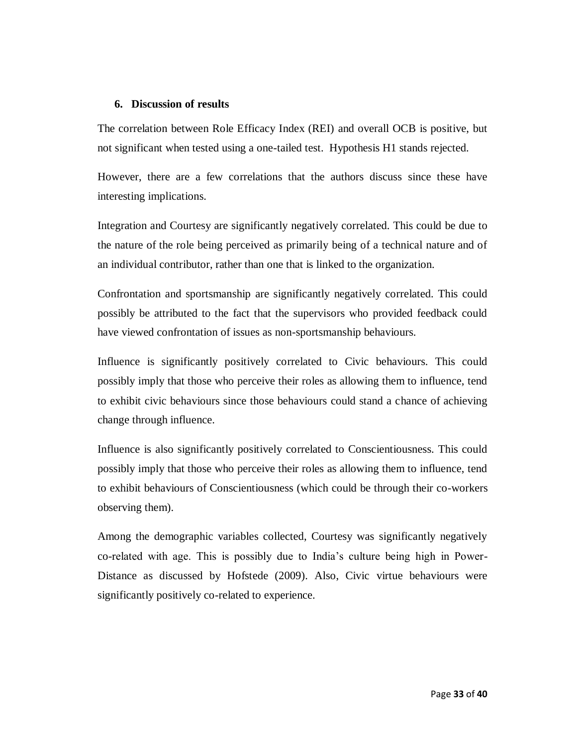## 6. Discussion of results

The correlation between Role Efficacy Index (REI) and overall OCB is positive, but not significant when tested using a one-tailed test. Hypothesis H1 stands rejected.

However, there are a few correlations that the authors discuss since these have interesting implications.

Integration and Courtesy are significantly negatively correlated. This could be due to the nature of the role being perceived as primarily being of a technical nature and of an individual contributor, rather than one that is linked to the organization.

Confrontation and sportsmanship are significantly negatively correlated. This could possibly be attributed to the fact that the supervisors who provided feedback could have viewed confrontation of issues as non-sportsmanship behaviours.

Influence is significantly positively correlated to Civic behaviours. This could possibly imply that those who perceive their roles as allowing them to influence, tend to exhibit civic behaviours since those behaviours could stand a chance of achieving change through influence.

Influence is also significantly positively correlated to Conscientiousness. This could possibly imply that those who perceive their roles as allowing them to influence, tend to exhibit behaviours of Conscientiousness (which could be through their co-workers observing them).

Among the demographic variables collected, Courtesy was significantly negatively co-related with age. This is possibly due to India's culture being high in Power-Distance as discussed by Hofstede (2009). Also, Civic virtue behaviours were significantly positively co-related to experience.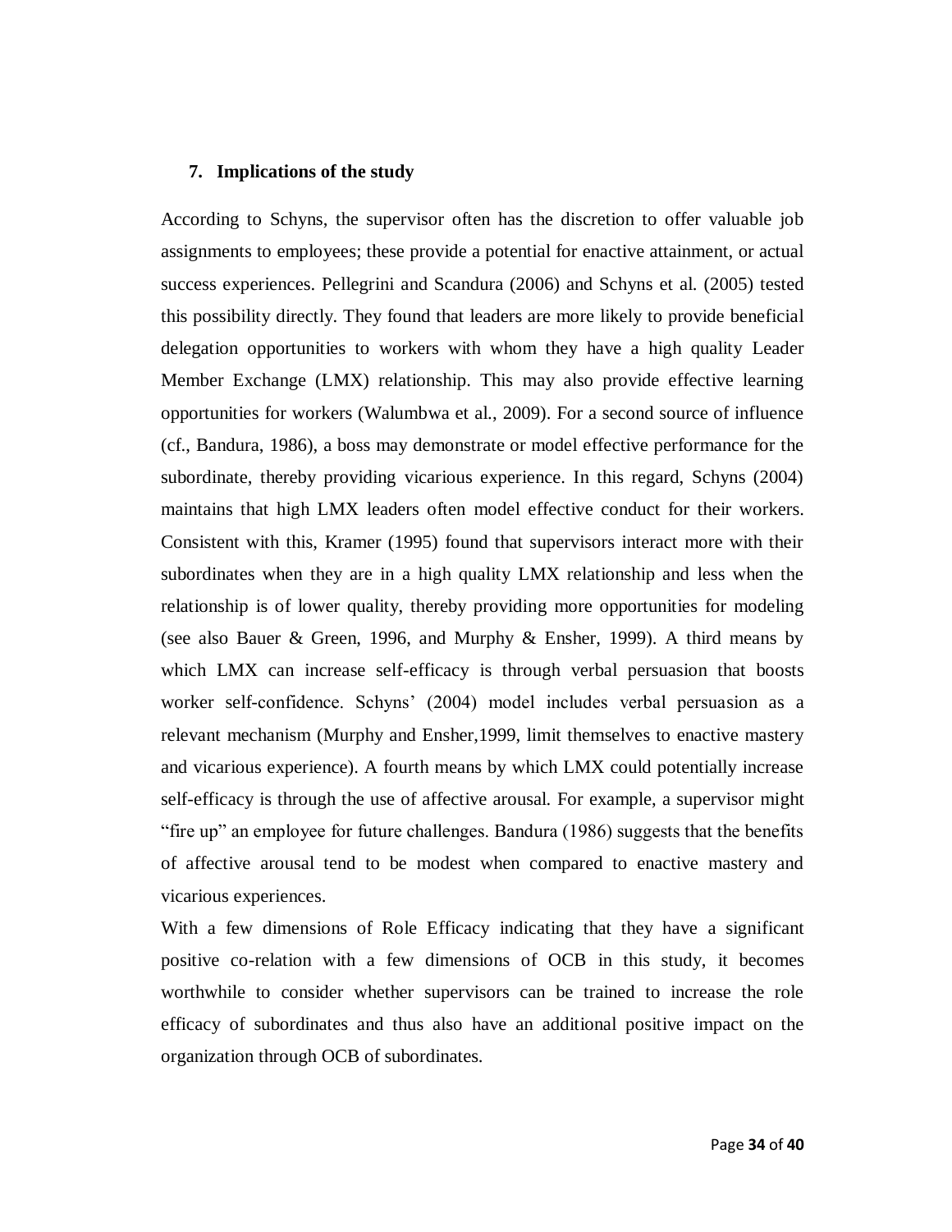## 7. Implications of the study

According to Schyns, the supervisor often has the discretion to offer valuable job assignments to employees; these provide a potential for enactive attainment, or actual success experiences. Pellegrini and Scandura (2006) and Schyns et al. (2005) tested this possibility directly. They found that leaders are more likely to provide beneficial delegation opportunities to workers with whom they have a high quality Leader Member Exchange (LMX) relationship. This may also provide effective learning opportunities for workers (Walumbwa et al., 2009). For a second source of influence (cf., Bandura, 1986), a boss may demonstrate or model effective performance for the subordinate, thereby providing vicarious experience. In this regard, Schyns (2004) maintains that high LMX leaders often model effective conduct for their workers. Consistent with this, Kramer (1995) found that supervisors interact more with their subordinates when they are in a high quality LMX relationship and less when the relationship is of lower quality, thereby providing more opportunities for modeling (see also Bauer & Green, 1996, and Murphy & Ensher, 1999). A third means by which LMX can increase self-efficacy is through verbal persuasion that boosts worker self-confidence. Schyns' (2004) model includes verbal persuasion as a relevant mechanism (Murphy and Ensher,1999, limit themselves to enactive mastery and vicarious experience). A fourth means by which LMX could potentially increase self-efficacy is through the use of affective arousal. For example, a supervisor might "fire up" an employee for future challenges. Bandura (1986) suggests that the benefits of affective arousal tend to be modest when compared to enactive mastery and vicarious experiences.

With a few dimensions of Role Efficacy indicating that they have a significant positive co-relation with a few dimensions of OCB in this study, it becomes worthwhile to consider whether supervisors can be trained to increase the role efficacy of subordinates and thus also have an additional positive impact on the organization through OCB of subordinates.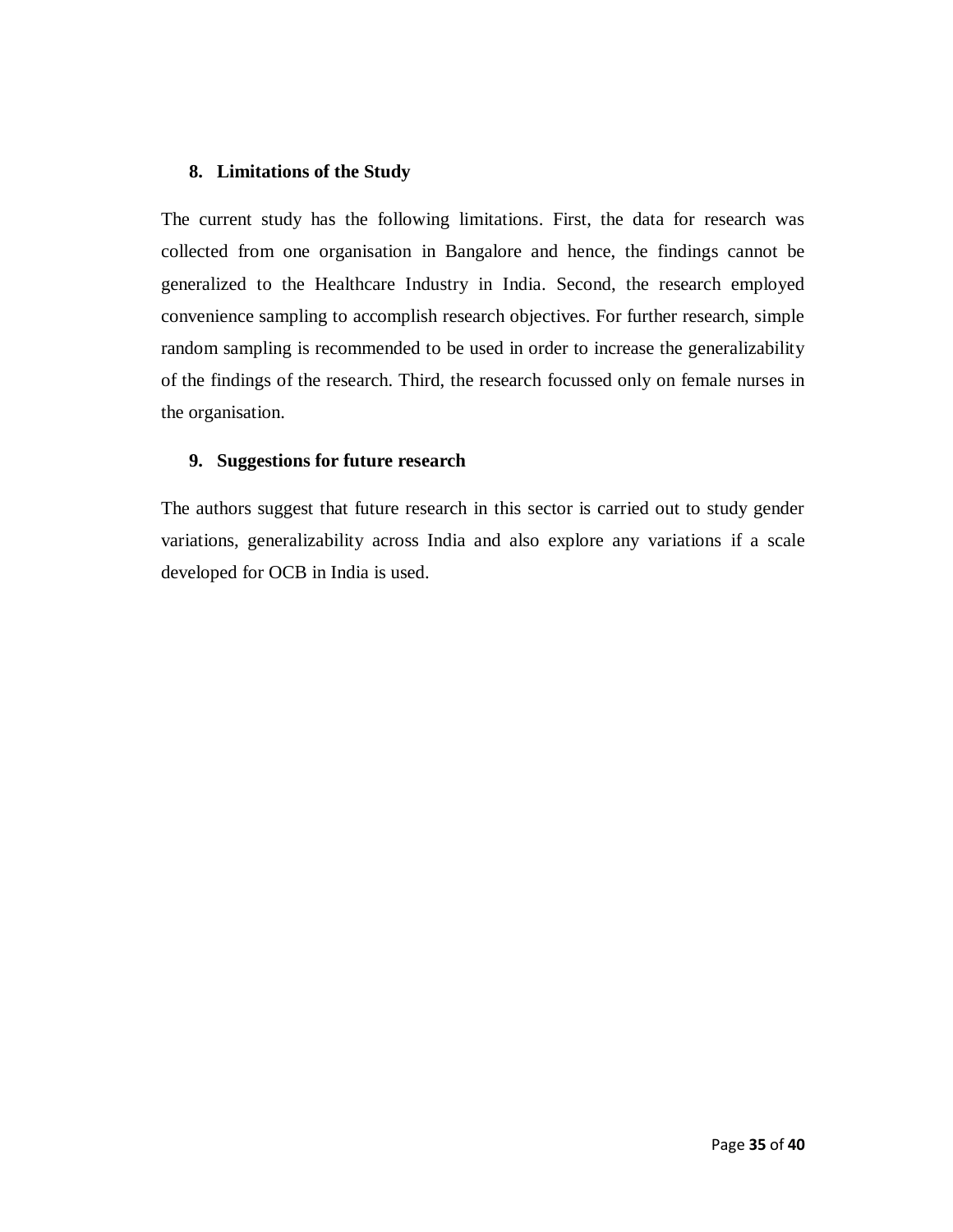## 8. Limitations of the Study

The current study has the following limitations. First, the data for research was collected from one organisation in Bangalore and hence, the findings cannot be generalized to the Healthcare Industry in India. Second, the research employed convenience sampling to accomplish research objectives. For further research, simple random sampling is recommended to be used in order to increase the generalizability of the findings of the research. Third, the research focussed only on female nurses in the organisation.

## 9. Suggestions for future research

The authors suggest that future research in this sector is carried out to study gender variations, generalizability across India and also explore any variations if a scale developed for OCB in India is used.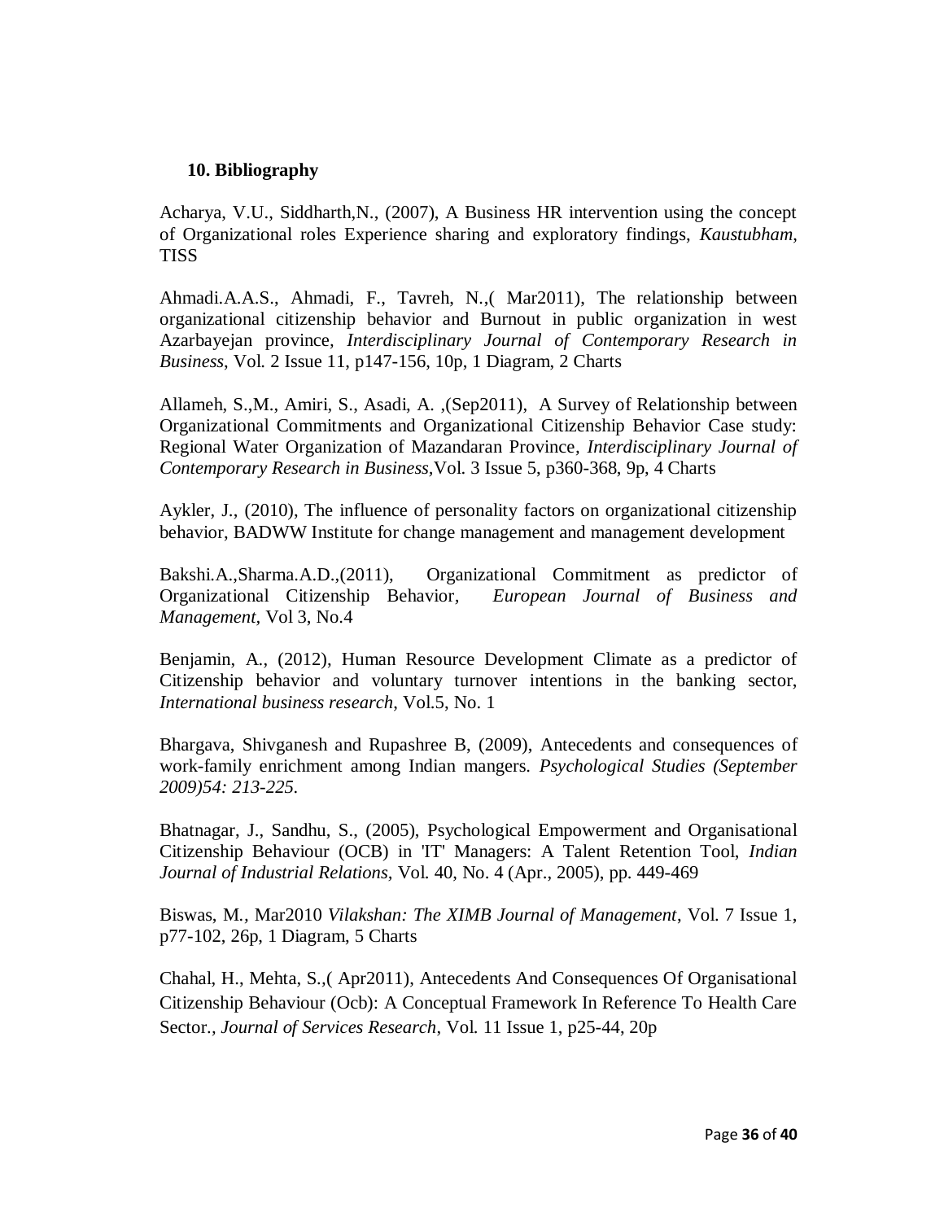## 10. Bibliography

Acharya, V.U., Siddharth,N., (2007), A Business HR intervention using the concept of Organizational roles Experience sharing and exploratory findings, *Kaustubham*, TISS

Ahmadi.A.A.S., Ahmadi, F., Tavreh, N.,( Mar2011), The relationship between organizational citizenship behavior and Burnout in public organization in west Azarbayejan province*, Interdisciplinary Journal of Contemporary Research in Business*, Vol. 2 Issue 11, p147-156, 10p, 1 Diagram, 2 Charts

Allameh, S.,M., Amiri, S., Asadi, A. ,(Sep2011), A Survey of Relationship between Organizational Commitments and Organizational Citizenship Behavior Case study: Regional Water Organization of Mazandaran Province*, Interdisciplinary Journal of Contemporary Research in Business*,Vol. 3 Issue 5, p360-368, 9p, 4 Charts

Aykler, J., (2010), The influence of personality factors on organizational citizenship behavior, BADWW Institute for change management and management development

Bakshi.A.,Sharma.A.D.,(2011), Organizational Commitment as predictor of Organizational Citizenship Behavior, *European Journal of Business and Management*, Vol 3, No.4

Benjamin, A., (2012), Human Resource Development Climate as a predictor of Citizenship behavior and voluntary turnover intentions in the banking sector, *International business research*, Vol.5, No. 1

Bhargava, Shivganesh and Rupashree B, (2009), Antecedents and consequences of work-family enrichment among Indian mangers. *Psychological Studies (September 2009)54: 213-225.*

Bhatnagar, J., Sandhu, S., (2005), Psychological Empowerment and Organisational Citizenship Behaviour (OCB) in 'IT' Managers: A Talent Retention Tool, *Indian Journal of Industrial Relations*, Vol. 40, No. 4 (Apr., 2005), pp. 449-469

Biswas, M*.*, Mar2010 *Vilakshan: The XIMB Journal of Management*, Vol. 7 Issue 1, p77-102, 26p, 1 Diagram, 5 Charts

Chahal, H., Mehta, S.,( Apr2011), Antecedents And Consequences Of Organisational Citizenship Behaviour (Ocb): A Conceptual Framework In Reference To Health Care Sector.*, Journal of Services Research*, Vol. 11 Issue 1, p25-44, 20p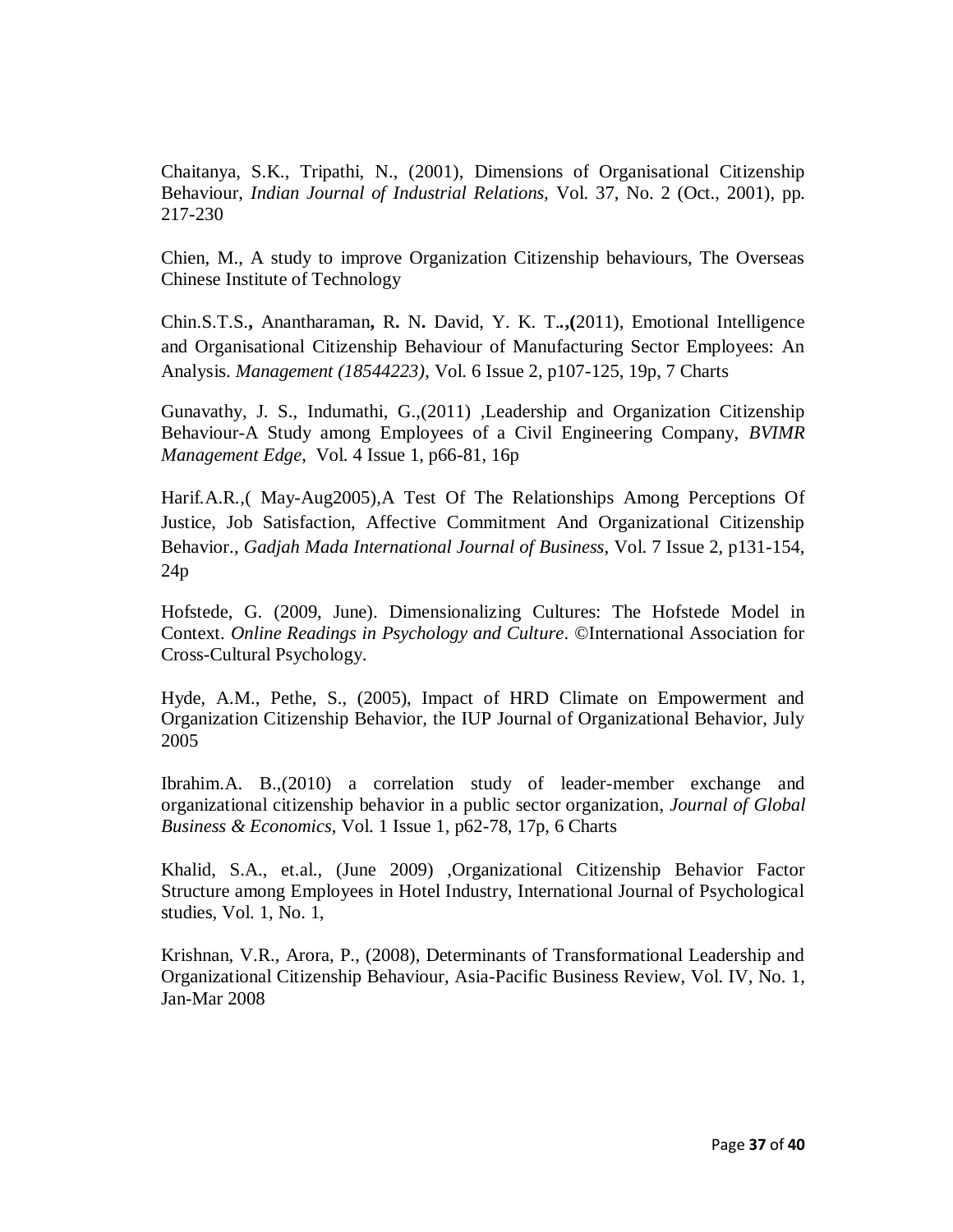Chaitanya, S.K., Tripathi, N., (2001), Dimensions of Organisational Citizenship Behaviour, *Indian Journal of Industrial Relations*, Vol. 37, No. 2 (Oct., 2001), pp. 217-230

Chien, M., A study to improve Organization Citizenship behaviours, The Overseas Chinese Institute of Technology

Chin.S.T.S.**,** Anantharaman**,** R**.** N**.** David, Y. K. T**.,,(**2011), Emotional Intelligence and Organisational Citizenship Behaviour of Manufacturing Sector Employees: An Analysis. *Management (18544223)*, Vol. 6 Issue 2, p107-125, 19p, 7 Charts

Gunavathy, J. S., Indumathi, G.,(2011) ,Leadership and Organization Citizenship Behaviour-A Study among Employees of a Civil Engineering Company, *BVIMR Management Edge*, Vol. 4 Issue 1, p66-81, 16p

Harif.A.R.,( May-Aug2005),A Test Of The Relationships Among Perceptions Of Justice, Job Satisfaction, Affective Commitment And Organizational Citizenship Behavior*., Gadjah Mada International Journal of Business*, Vol. 7 Issue 2, p131-154, 24p

Hofstede, G. (2009, June). Dimensionalizing Cultures: The Hofstede Model in Context. *Online Readings in Psychology and Culture*. ©International Association for Cross-Cultural Psychology.

Hyde, A.M., Pethe, S., (2005), Impact of HRD Climate on Empowerment and Organization Citizenship Behavior, the IUP Journal of Organizational Behavior, July 2005

Ibrahim.A. B.,(2010) a correlation study of leader-member exchange and organizational citizenship behavior in a public sector organization, *Journal of Global Business & Economics*, Vol. 1 Issue 1, p62-78, 17p, 6 Charts

Khalid, S.A., et.al., (June 2009) ,Organizational Citizenship Behavior Factor Structure among Employees in Hotel Industry, International Journal of Psychological studies, Vol. 1, No. 1,

Krishnan, V.R., Arora, P., (2008), Determinants of Transformational Leadership and Organizational Citizenship Behaviour, Asia-Pacific Business Review, Vol. IV, No. 1, Jan-Mar 2008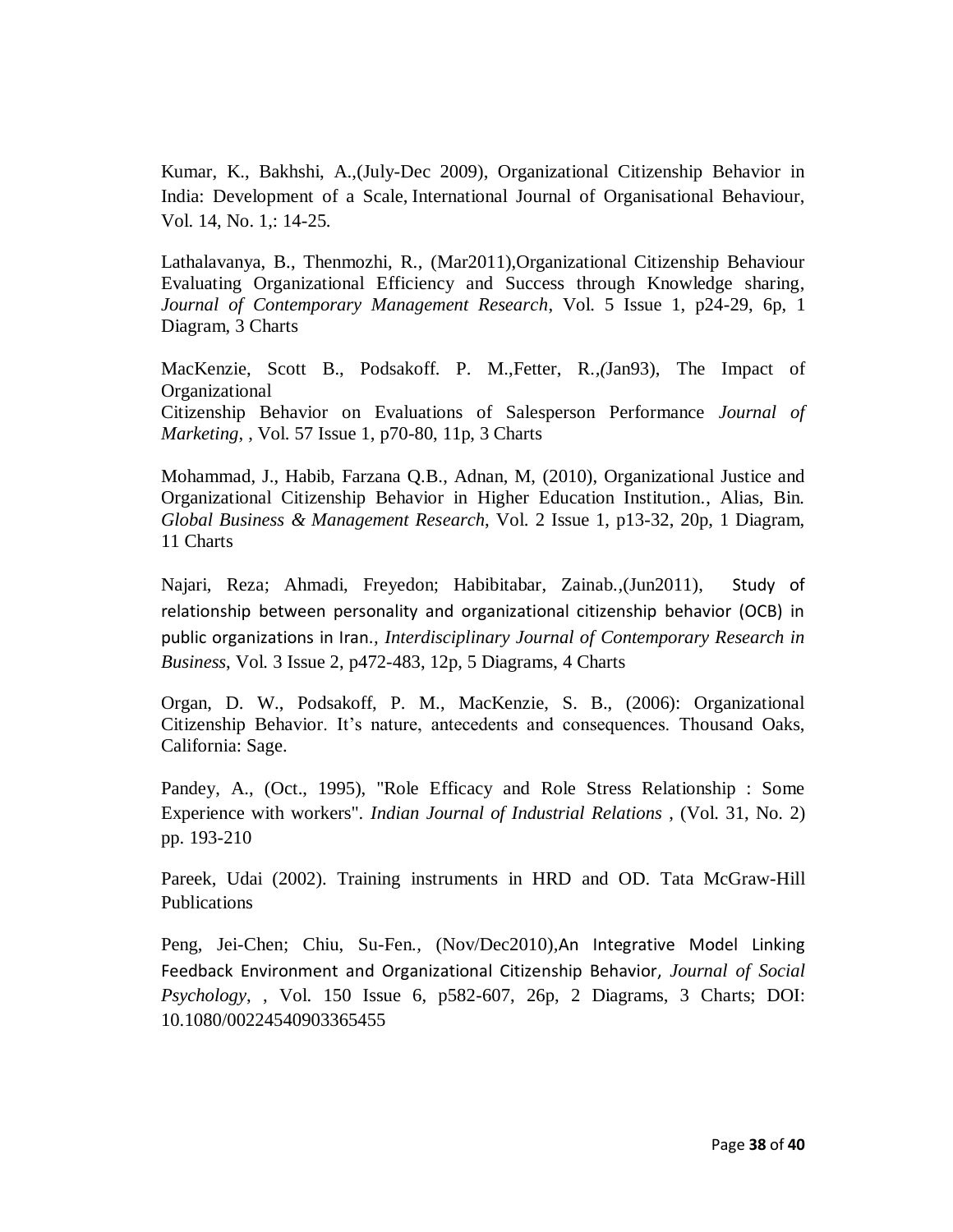Kumar, K., Bakhshi, A.,(July-Dec 2009), Organizational Citizenship Behavior in India: Development of a Scale, International Journal of Organisational Behaviour, Vol. 14, No. 1,: 14-25.

Lathalavanya, B., Thenmozhi, R., (Mar2011),Organizational Citizenship Behaviour Evaluating Organizational Efficiency and Success through Knowledge sharing, *Journal of Contemporary Management Research*, Vol. 5 Issue 1, p24-29, 6p, 1 Diagram, 3 Charts

MacKenzie, Scott B., Podsakoff. P. M.,Fetter, R.,*(*Jan93), The Impact of Organizational
Citizenship Behavior on Evaluations of Salesperson Performance *Journal of Marketing*, , Vol. 57 Issue 1, p70-80, 11p, 3 Charts

Mohammad, J., Habib, Farzana Q.B., Adnan, M, (2010), Organizational Justice and Organizational Citizenship Behavior in Higher Education Institution., Alias, Bin. *Global Business & Management Research*, Vol. 2 Issue 1, p13-32, 20p, 1 Diagram, 11 Charts

Najari, Reza; Ahmadi, Freyedon; Habibitabar, Zainab.,(Jun2011), Study of relationship between personality and organizational citizenship behavior (OCB) in public organizations in Iran., *Interdisciplinary Journal of Contemporary Research in Business*, Vol. 3 Issue 2, p472-483, 12p, 5 Diagrams, 4 Charts

Organ, D. W., Podsakoff, P. M., MacKenzie, S. B., (2006): Organizational Citizenship Behavior. It's nature, antecedents and consequences. Thousand Oaks, California: Sage.

Pandey, A., (Oct., 1995), "Role Efficacy and Role Stress Relationship : Some Experience with workers". *Indian Journal of Industrial Relations* , (Vol. 31, No. 2) pp. 193-210

Pareek, Udai (2002). Training instruments in HRD and OD. Tata McGraw-Hill Publications

Peng, Jei-Chen; Chiu, Su-Fen., (Nov/Dec2010),An Integrative Model Linking Feedback Environment and Organizational Citizenship Behavior, *Journal of Social Psychology*, , Vol. 150 Issue 6, p582-607, 26p, 2 Diagrams, 3 Charts; DOI: 10.1080/00224540903365455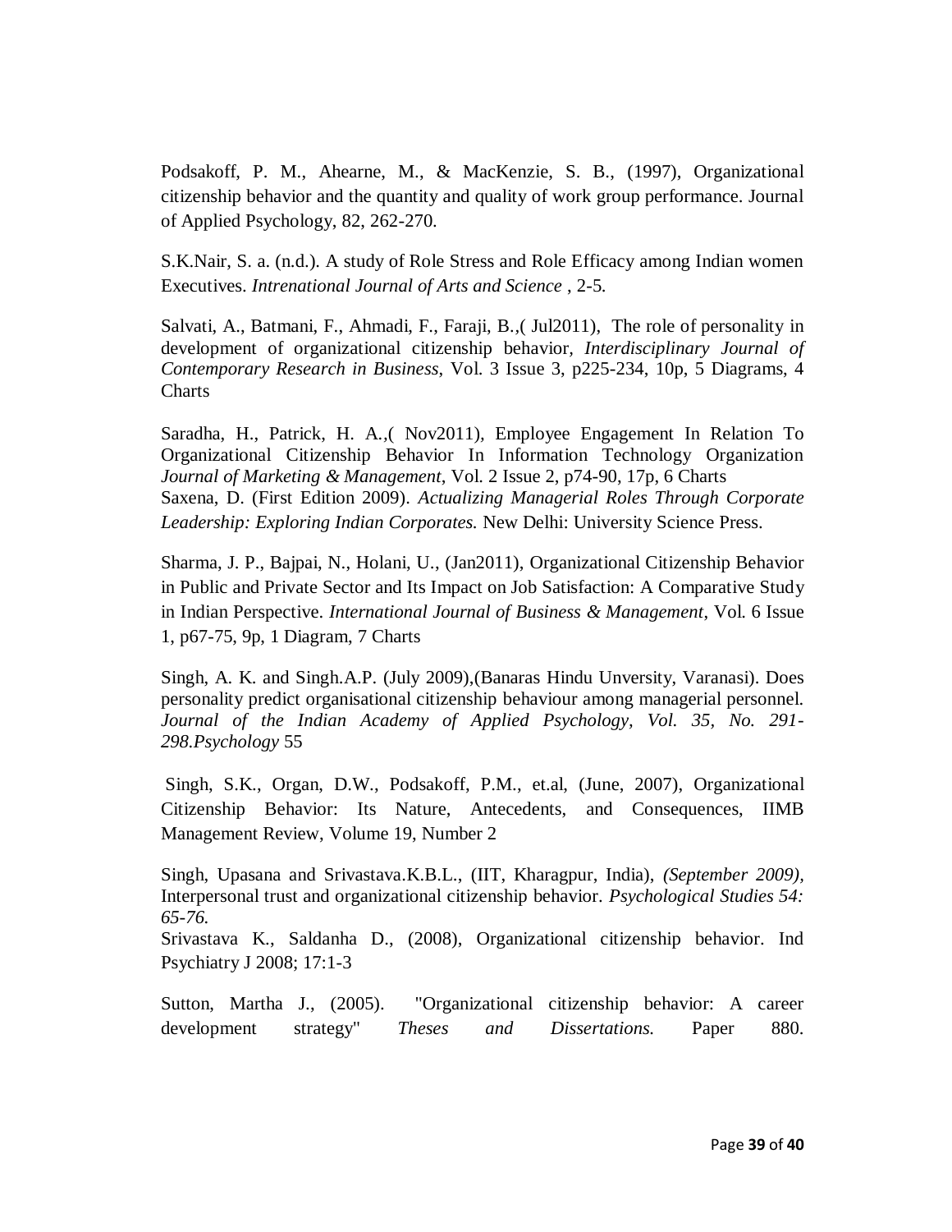Podsakoff, P. M., Ahearne, M., & MacKenzie, S. B., (1997), Organizational citizenship behavior and the quantity and quality of work group performance. Journal of Applied Psychology, 82, 262-270.

S.K.Nair, S. a. (n.d.). A study of Role Stress and Role Efficacy among Indian women Executives. *Intrenational Journal of Arts and Science* , 2-5.

Salvati, A., Batmani, F., Ahmadi, F., Faraji, B.,( Jul2011), The role of personality in development of organizational citizenship behavior, *Interdisciplinary Journal of Contemporary Research in Business*, Vol. 3 Issue 3, p225-234, 10p, 5 Diagrams, 4 Charts

Saradha, H., Patrick, H. A.,( Nov2011), Employee Engagement In Relation To Organizational Citizenship Behavior In Information Technology Organization *Journal of Marketing & Management*, Vol. 2 Issue 2, p74-90, 17p, 6 Charts

Saxena, D. (First Edition 2009). *Actualizing Managerial Roles Through Corporate Leadership: Exploring Indian Corporates.* New Delhi: University Science Press.

Sharma, J. P., Bajpai, N., Holani, U., (Jan2011), Organizational Citizenship Behavior in Public and Private Sector and Its Impact on Job Satisfaction: A Comparative Study in Indian Perspective. *International Journal of Business & Management*, Vol. 6 Issue 1, p67-75, 9p, 1 Diagram, 7 Charts

Singh, A. K. and Singh.A.P. (July 2009),(Banaras Hindu Unversity, Varanasi). Does personality predict organisational citizenship behaviour among managerial personnel. *Journal of the Indian Academy of Applied Psychology, Vol. 35, No. 291-298.Psychology* 55

Singh, S.K., Organ, D.W., Podsakoff, P.M., et.al, (June, 2007), Organizational Citizenship Behavior: Its Nature, Antecedents, and Consequences, IIMB Management Review, Volume 19, Number 2

Singh, Upasana and Srivastava.K.B.L., (IIT, Kharagpur, India), *(September 2009),* Interpersonal trust and organizational citizenship behavior. *Psychological Studies 54: 65-76.*

Srivastava K., Saldanha D., (2008), Organizational citizenship behavior. Ind Psychiatry J 2008; 17:1-3

Sutton, Martha J., (2005). "Organizational citizenship behavior: A career development strategy" *Theses and Dissertations.* Paper 880.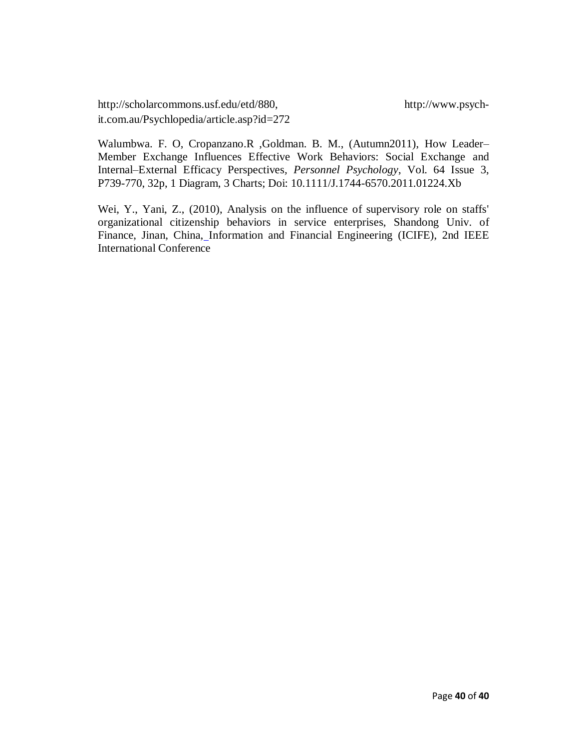http://scholarcommons.usf.edu/etd/880, http://www.psych-it.com.au/Psychlopedia/article.asp?id=272

Walumbwa. F. O, Cropanzano.R ,Goldman. B. M., (Autumn2011), How Leader–Member Exchange Influences Effective Work Behaviors: Social Exchange and Internal–External Efficacy Perspectives, *Personnel Psychology*, Vol. 64 Issue 3, P739-770, 32p, 1 Diagram, 3 Charts; Doi: 10.1111/J.1744-6570.2011.01224.Xb

Wei, Y., Yani, Z., (2010), Analysis on the influence of supervisory role on staffs' organizational citizenship behaviors in service enterprises, Shandong Univ. of Finance, Jinan, China, Information and Financial Engineering (ICIFE), 2nd IEEE International Conference